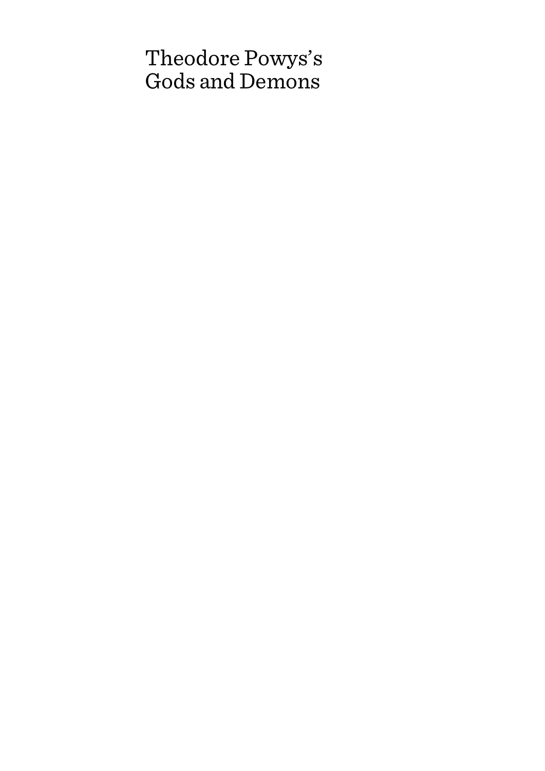# Theodore Powys's Gods and Demons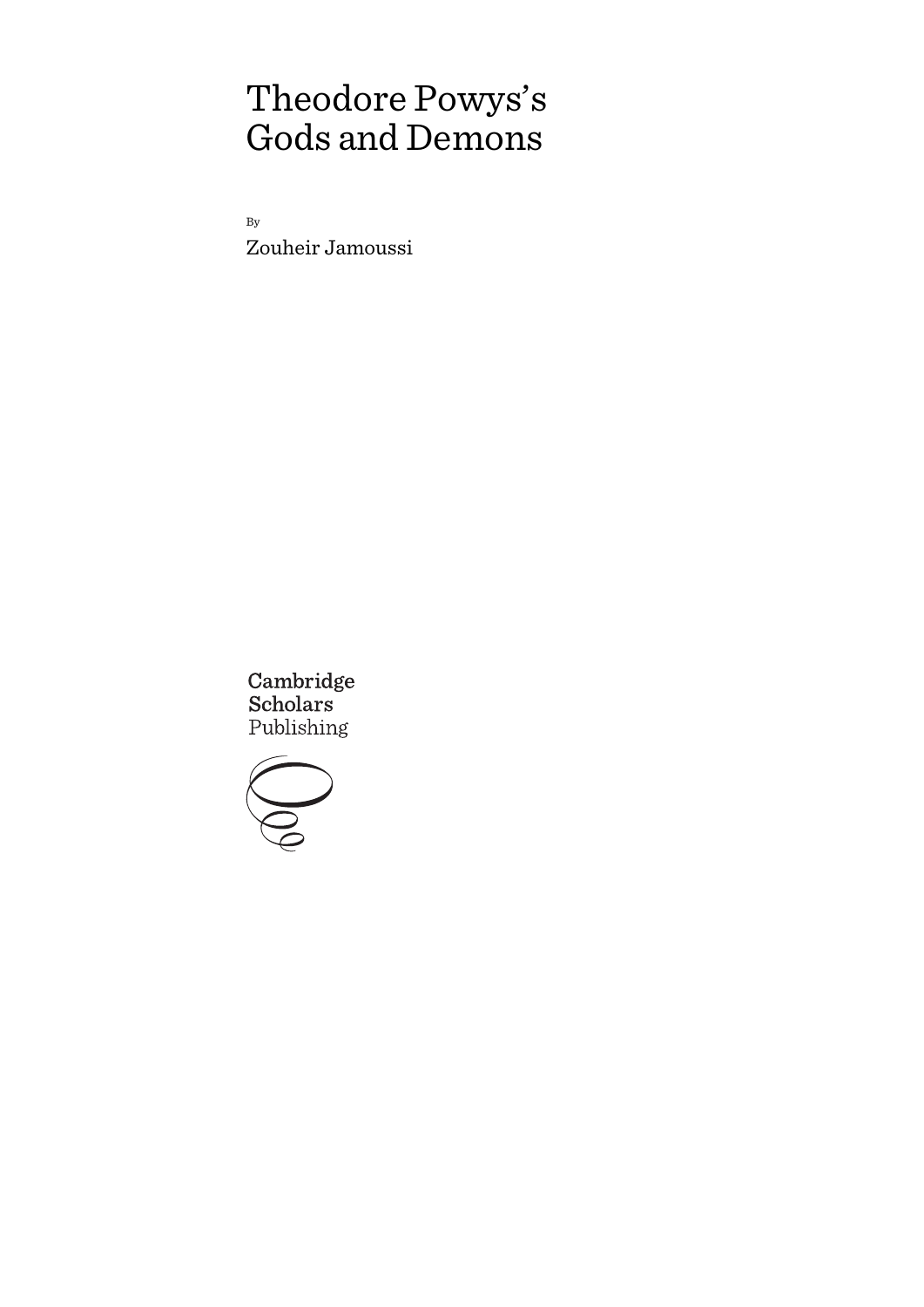# Theodore Powys's Gods and Demons

By

Zouheir Jamoussi

Cambridge Scholars Publishing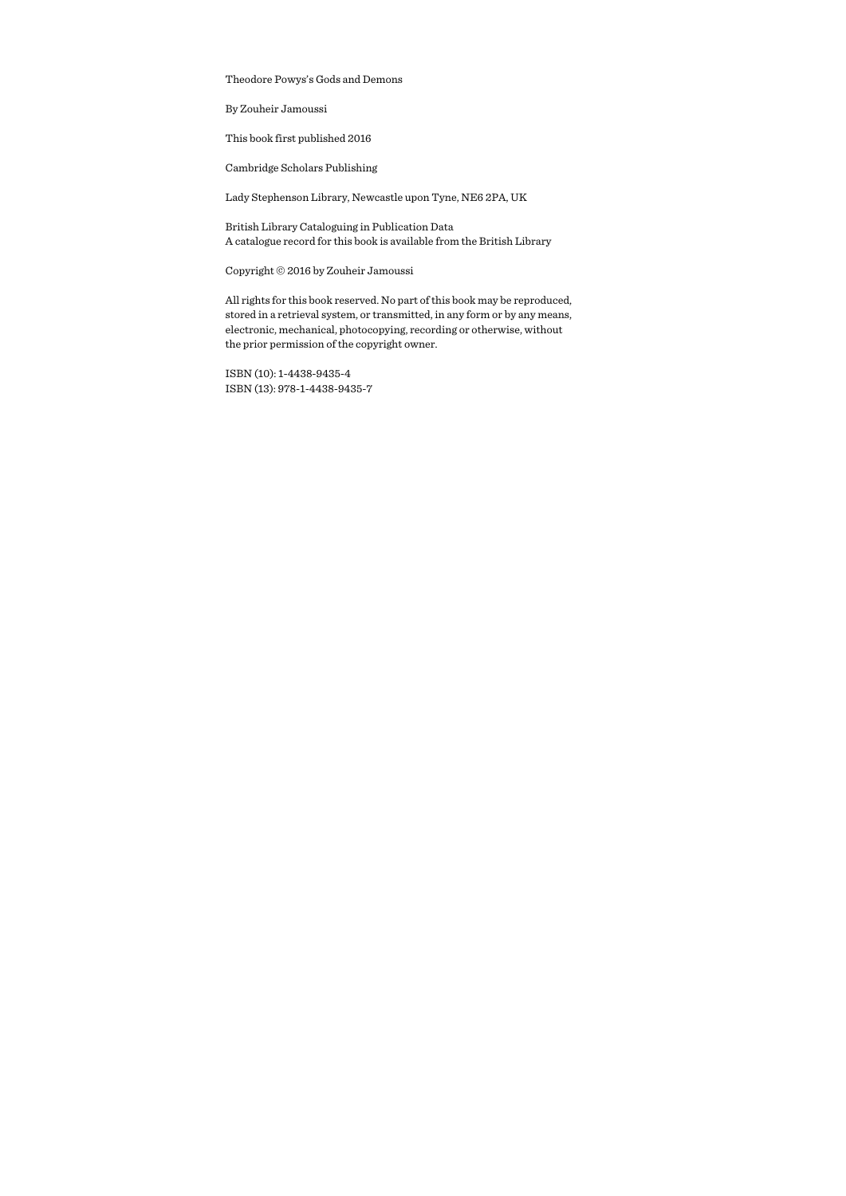Theodore Powys's Gods and Demons

By Zouheir Jamoussi

This book first published 2016

Cambridge Scholars Publishing

Lady Stephenson Library, Newcastle upon Tyne, NE6 2PA, UK

British Library Cataloguing in Publication Data
A catalogue record for this book is available from the British Library

Copyright © 2016 by Zouheir Jamoussi

All rights for this book reserved. No part of this book may be reproduced, stored in a retrieval system, or transmitted, in any form or by any means, electronic, mechanical, photocopying, recording or otherwise, without the prior permission of the copyright owner.

ISBN (10): 1-4438-9435-4
ISBN (13): 978-1-4438-9435-7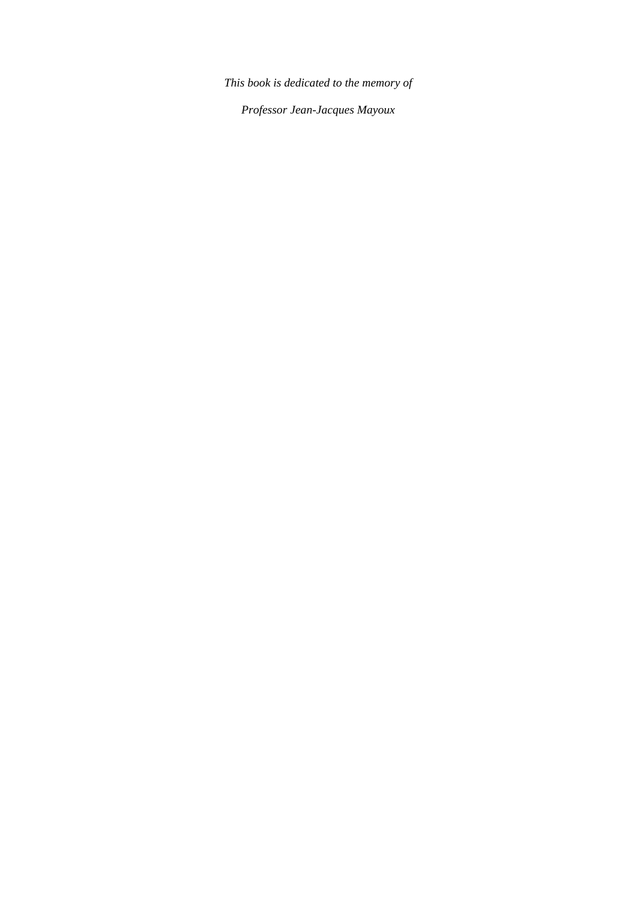*This book is dedicated to the memory of*

*Professor Jean-Jacques Mayoux*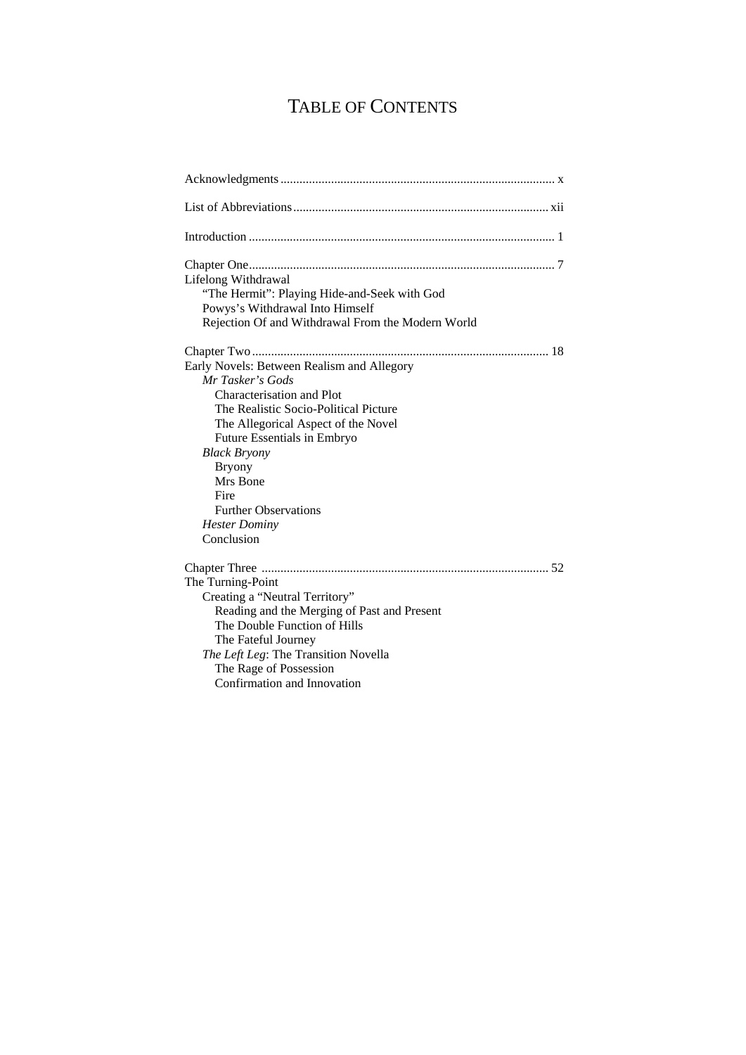# TABLE OF CONTENTS

Acknowledgments ..................................................................................... x

List of Abbreviations ................................................................................ xii

Introduction ................................................................................................ 1

Chapter One ................................................................................................ 7
Lifelong Withdrawal
- "The Hermit": Playing Hide-and-Seek with God
- Powys's Withdrawal Into Himself
- Rejection Of and Withdrawal From the Modern World

Chapter Two ............................................................................................. 18
Early Novels: Between Realism and Allegory
- *Mr Tasker's Gods*
  - Characterisation and Plot
  - The Realistic Socio-Political Picture
  - The Allegorical Aspect of the Novel
  - Future Essentials in Embryo
- *Black Bryony*
  - Bryony
  - Mrs Bone
  - Fire
  - Further Observations
- *Hester Dominy*
- Conclusion

Chapter Three .......................................................................................... 52
The Turning-Point
- Creating a "Neutral Territory"
  - Reading and the Merging of Past and Present
  - The Double Function of Hills
  - The Fateful Journey
- *The Left Leg*: The Transition Novella
  - The Rage of Possession
  - Confirmation and Innovation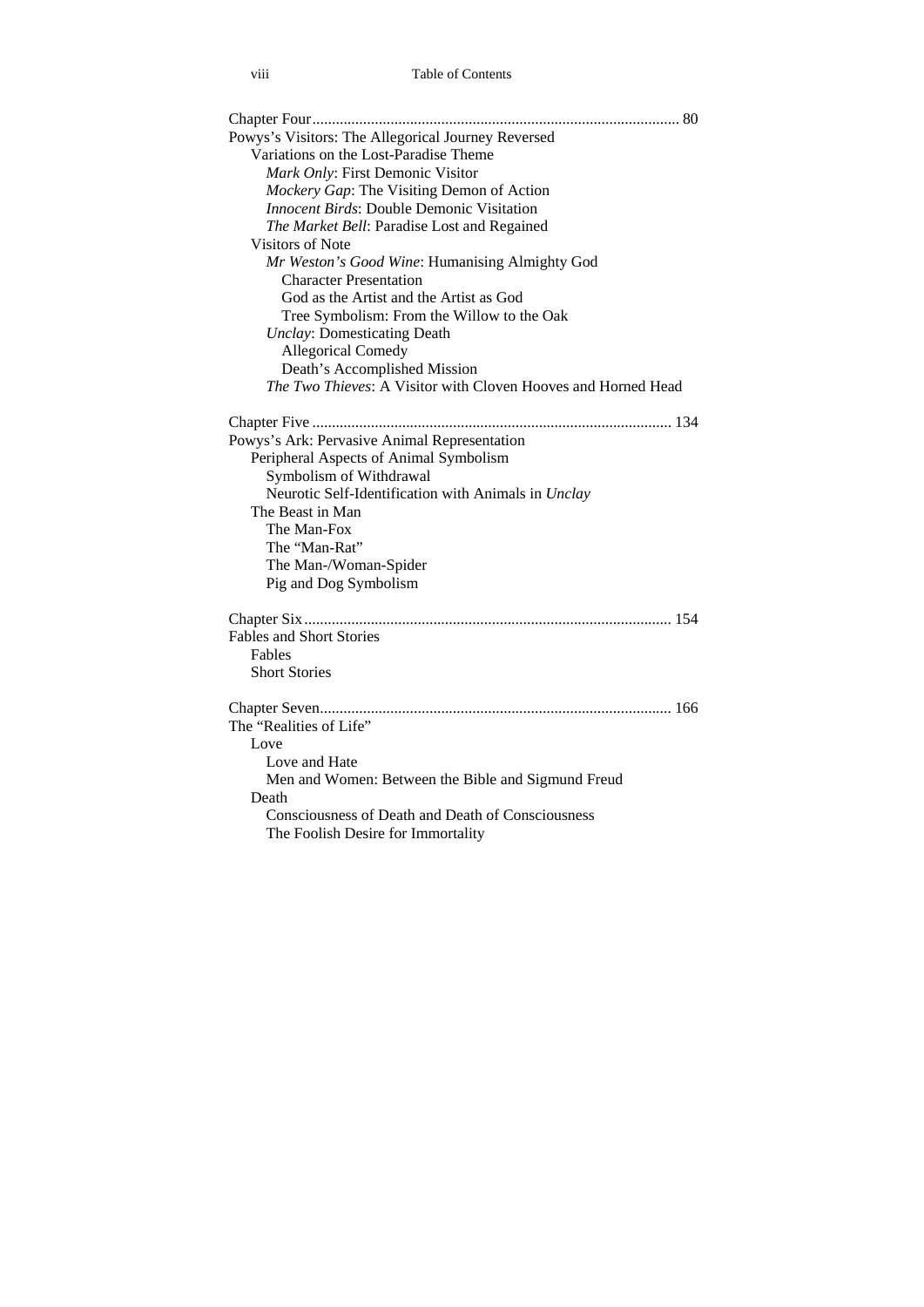Chapter Four ........................................................................................ 80
Powys's Visitors: The Allegorical Journey Reversed
  Variations on the Lost-Paradise Theme
    *Mark Only*: First Demonic Visitor
    *Mockery Gap*: The Visiting Demon of Action
    *Innocent Birds*: Double Demonic Visitation
    *The Market Bell*: Paradise Lost and Regained
  Visitors of Note
    *Mr Weston's Good Wine*: Humanising Almighty God
      Character Presentation
      God as the Artist and the Artist as God
      Tree Symbolism: From the Willow to the Oak
    *Unclay*: Domesticating Death
      Allegorical Comedy
      Death's Accomplished Mission
    *The Two Thieves*: A Visitor with Cloven Hooves and Horned Head

Chapter Five ........................................................................................ 134
Powys's Ark: Pervasive Animal Representation
  Peripheral Aspects of Animal Symbolism
    Symbolism of Withdrawal
    Neurotic Self-Identification with Animals in *Unclay*
  The Beast in Man
    The Man-Fox
    The "Man-Rat"
    The Man-/Woman-Spider
    Pig and Dog Symbolism

Chapter Six ........................................................................................ 154
Fables and Short Stories
  Fables
  Short Stories

Chapter Seven ........................................................................................ 166
The "Realities of Life"
  Love
    Love and Hate
    Men and Women: Between the Bible and Sigmund Freud
  Death
    Consciousness of Death and Death of Consciousness
    The Foolish Desire for Immortality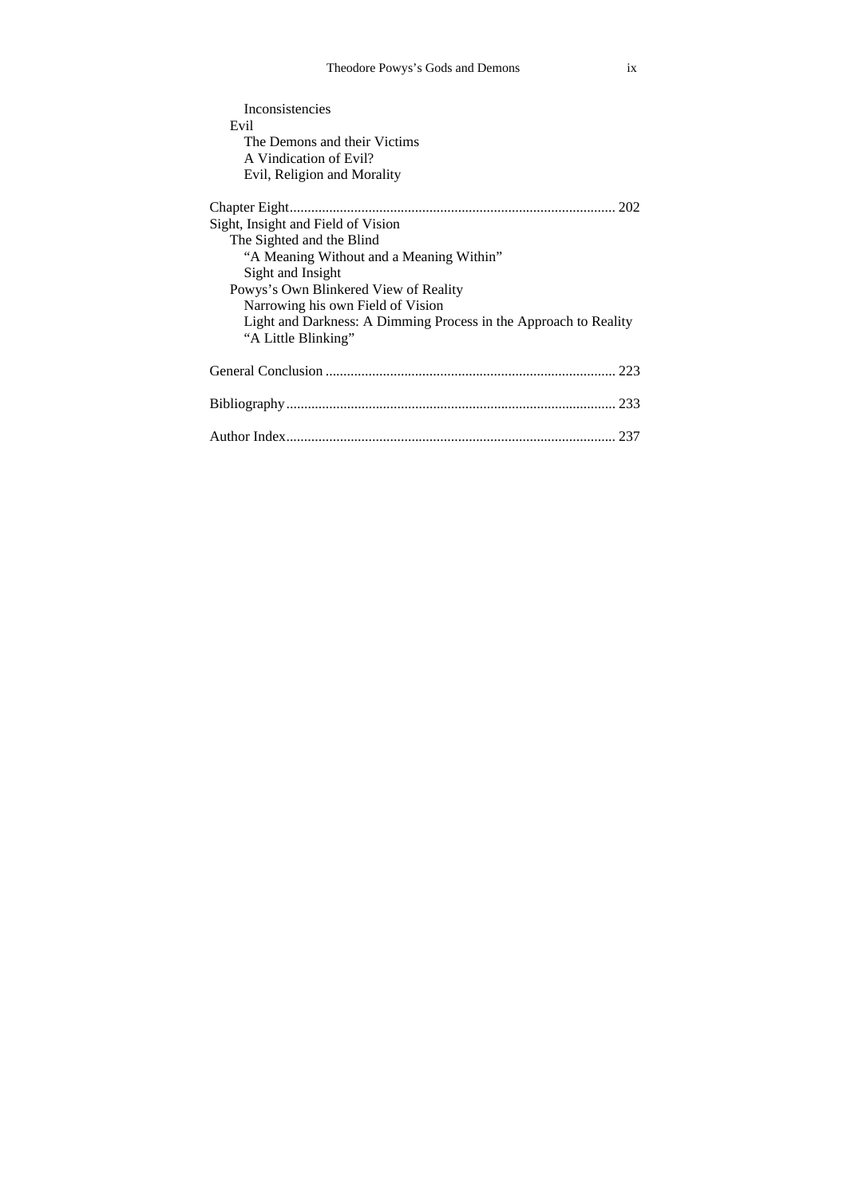Inconsistencies
Evil
The Demons and their Victims
A Vindication of Evil?
Evil, Religion and Morality

Chapter Eight .......................................................................................... 202
Sight, Insight and Field of Vision
The Sighted and the Blind
"A Meaning Without and a Meaning Within"
Sight and Insight
Powys's Own Blinkered View of Reality
Narrowing his own Field of Vision
Light and Darkness: A Dimming Process in the Approach to Reality
"A Little Blinking"

General Conclusion ................................................................................ 223

Bibliography ........................................................................................... 233

Author Index ........................................................................................... 237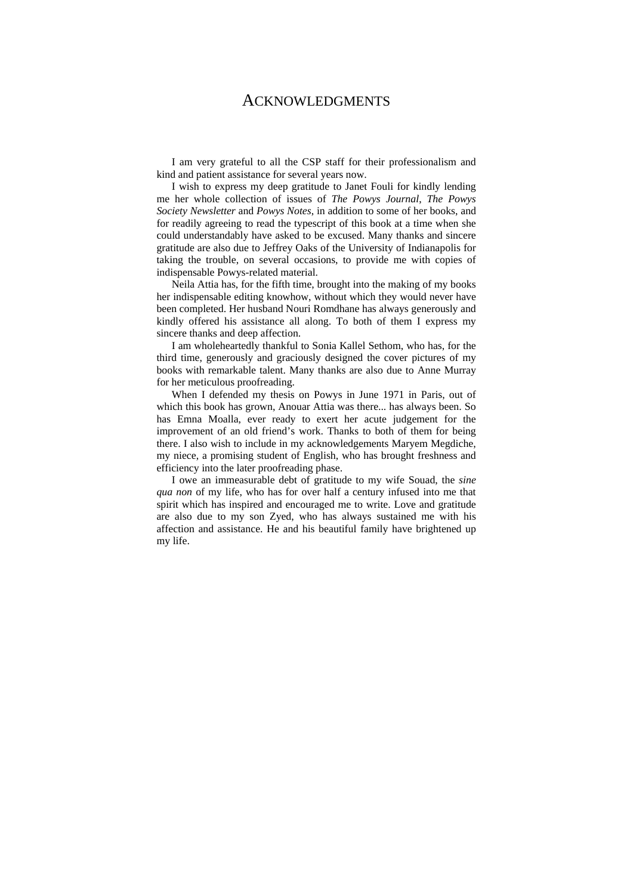# ACKNOWLEDGMENTS

I am very grateful to all the CSP staff for their professionalism and kind and patient assistance for several years now.

I wish to express my deep gratitude to Janet Fouli for kindly lending me her whole collection of issues of *The Powys Journal*, *The Powys Society Newsletter* and *Powys Notes*, in addition to some of her books, and for readily agreeing to read the typescript of this book at a time when she could understandably have asked to be excused. Many thanks and sincere gratitude are also due to Jeffrey Oaks of the University of Indianapolis for taking the trouble, on several occasions, to provide me with copies of indispensable Powys-related material.

Neila Attia has, for the fifth time, brought into the making of my books her indispensable editing knowhow, without which they would never have been completed. Her husband Nouri Romdhane has always generously and kindly offered his assistance all along. To both of them I express my sincere thanks and deep affection.

I am wholeheartedly thankful to Sonia Kallel Sethom, who has, for the third time, generously and graciously designed the cover pictures of my books with remarkable talent. Many thanks are also due to Anne Murray for her meticulous proofreading.

When I defended my thesis on Powys in June 1971 in Paris, out of which this book has grown, Anouar Attia was there... has always been. So has Emna Moalla, ever ready to exert her acute judgement for the improvement of an old friend's work. Thanks to both of them for being there. I also wish to include in my acknowledgements Maryem Megdiche, my niece, a promising student of English, who has brought freshness and efficiency into the later proofreading phase.

I owe an immeasurable debt of gratitude to my wife Souad, the *sine qua non* of my life, who has for over half a century infused into me that spirit which has inspired and encouraged me to write. Love and gratitude are also due to my son Zyed, who has always sustained me with his affection and assistance. He and his beautiful family have brightened up my life.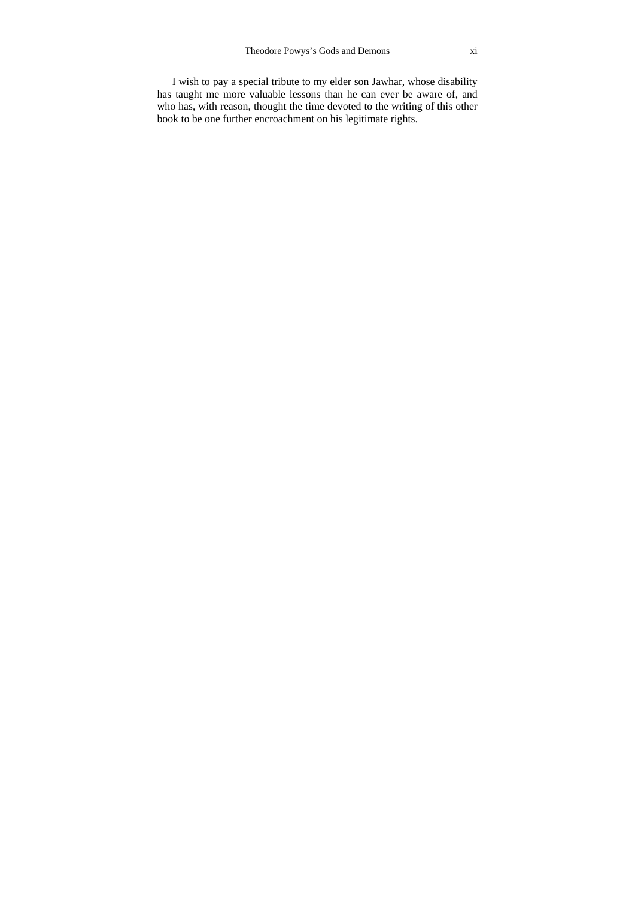I wish to pay a special tribute to my elder son Jawhar, whose disability has taught me more valuable lessons than he can ever be aware of, and who has, with reason, thought the time devoted to the writing of this other book to be one further encroachment on his legitimate rights.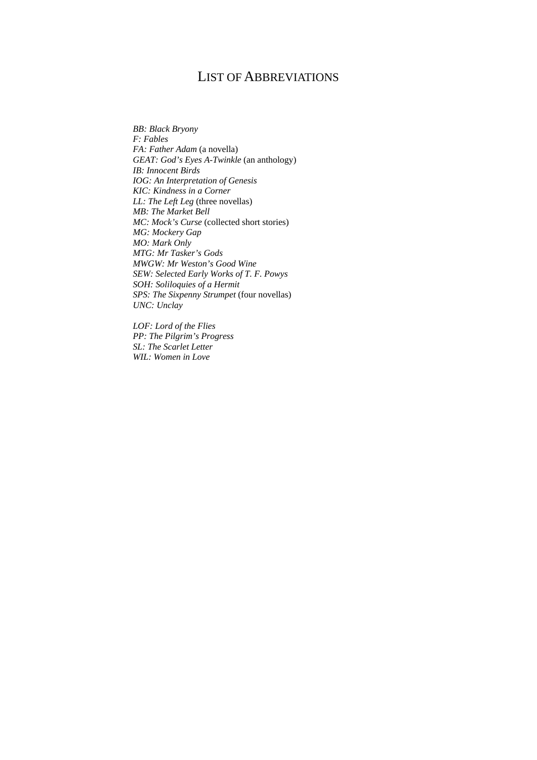# List of Abbreviations

*BB: Black Bryony*
*F: Fables*
*FA: Father Adam* (a novella)
*GEAT: God's Eyes A-Twinkle* (an anthology)
*IB: Innocent Birds*
*IOG: An Interpretation of Genesis*
*KIC: Kindness in a Corner*
*LL: The Left Leg* (three novellas)
*MB: The Market Bell*
*MC: Mock's Curse* (collected short stories)
*MG: Mockery Gap*
*MO: Mark Only*
*MTG: Mr Tasker's Gods*
*MWGW: Mr Weston's Good Wine*
*SEW: Selected Early Works of T. F. Powys*
*SOH: Soliloquies of a Hermit*
*SPS: The Sixpenny Strumpet* (four novellas)
*UNC: Unclay*

*LOF: Lord of the Flies*
*PP: The Pilgrim's Progress*
*SL: The Scarlet Letter*
*WIL: Women in Love*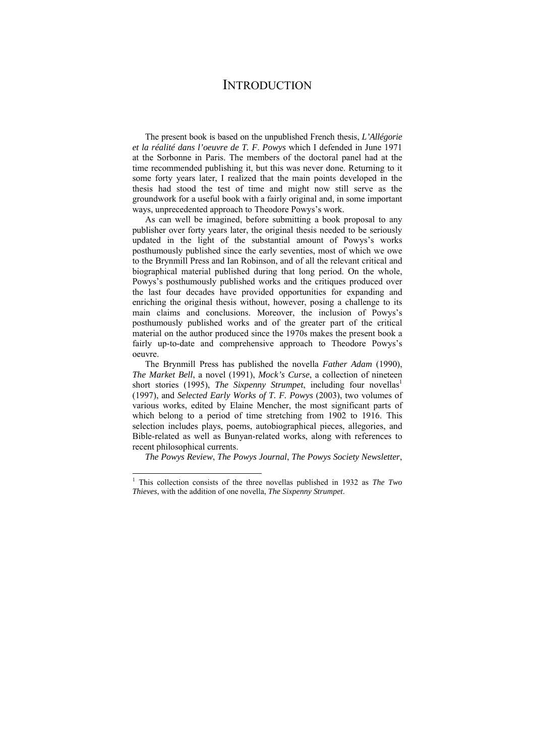# INTRODUCTION

The present book is based on the unpublished French thesis, *L'Allégorie et la réalité dans l'oeuvre de T. F. Powys* which I defended in June 1971 at the Sorbonne in Paris. The members of the doctoral panel had at the time recommended publishing it, but this was never done. Returning to it some forty years later, I realized that the main points developed in the thesis had stood the test of time and might now still serve as the groundwork for a useful book with a fairly original and, in some important ways, unprecedented approach to Theodore Powys's work.

As can well be imagined, before submitting a book proposal to any publisher over forty years later, the original thesis needed to be seriously updated in the light of the substantial amount of Powys's works posthumously published since the early seventies, most of which we owe to the Brynmill Press and Ian Robinson, and of all the relevant critical and biographical material published during that long period. On the whole, Powys's posthumously published works and the critiques produced over the last four decades have provided opportunities for expanding and enriching the original thesis without, however, posing a challenge to its main claims and conclusions. Moreover, the inclusion of Powys's posthumously published works and of the greater part of the critical material on the author produced since the 1970s makes the present book a fairly up-to-date and comprehensive approach to Theodore Powys's oeuvre.

The Brynmill Press has published the novella *Father Adam* (1990), *The Market Bell*, a novel (1991), *Mock's Curse*, a collection of nineteen short stories (1995), *The Sixpenny Strumpet*, including four novellas[1] (1997), and *Selected Early Works of T. F. Powys* (2003), two volumes of various works, edited by Elaine Mencher, the most significant parts of which belong to a period of time stretching from 1902 to 1916. This selection includes plays, poems, autobiographical pieces, allegories, and Bible-related as well as Bunyan-related works, along with references to recent philosophical currents.

*The Powys Review*, *The Powys Journal*, *The Powys Society Newsletter*,

---

[1] This collection consists of the three novellas published in 1932 as *The Two Thieves*, with the addition of one novella, *The Sixpenny Strumpet*.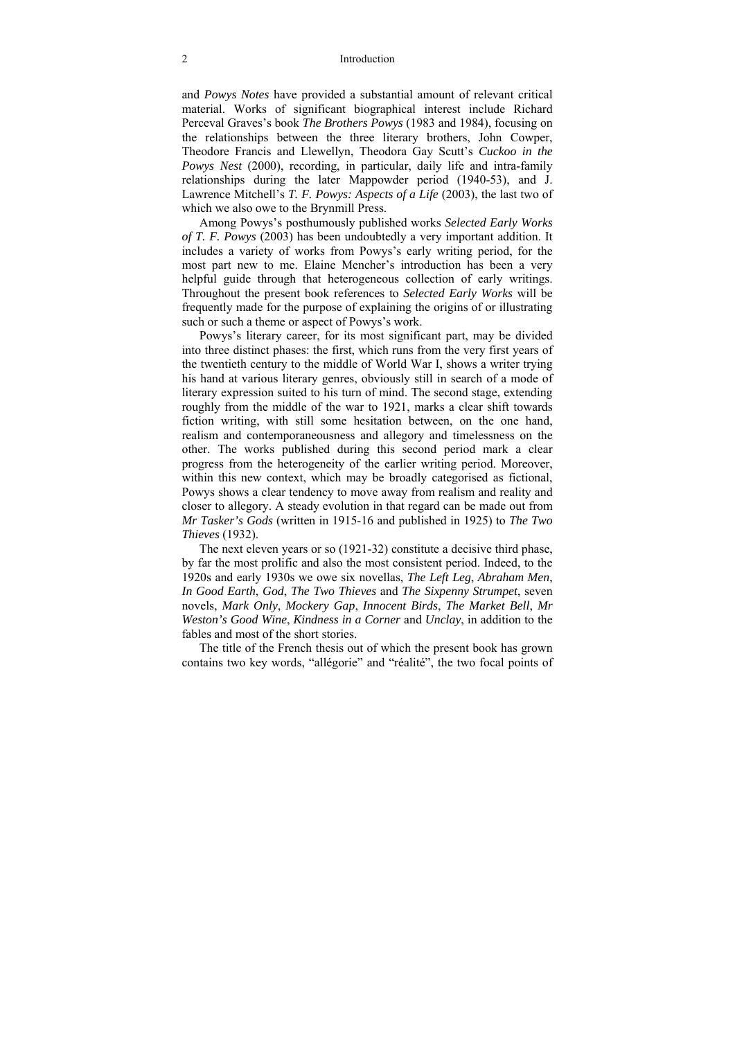and *Powys Notes* have provided a substantial amount of relevant critical material. Works of significant biographical interest include Richard Perceval Graves's book *The Brothers Powys* (1983 and 1984), focusing on the relationships between the three literary brothers, John Cowper, Theodore Francis and Llewellyn, Theodora Gay Scutt's *Cuckoo in the Powys Nest* (2000), recording, in particular, daily life and intra-family relationships during the later Mappowder period (1940-53), and J. Lawrence Mitchell's *T. F. Powys: Aspects of a Life* (2003), the last two of which we also owe to the Brynmill Press.

Among Powys's posthumously published works *Selected Early Works of T. F. Powys* (2003) has been undoubtedly a very important addition. It includes a variety of works from Powys's early writing period, for the most part new to me. Elaine Mencher's introduction has been a very helpful guide through that heterogeneous collection of early writings. Throughout the present book references to *Selected Early Works* will be frequently made for the purpose of explaining the origins of or illustrating such or such a theme or aspect of Powys's work.

Powys's literary career, for its most significant part, may be divided into three distinct phases: the first, which runs from the very first years of the twentieth century to the middle of World War I, shows a writer trying his hand at various literary genres, obviously still in search of a mode of literary expression suited to his turn of mind. The second stage, extending roughly from the middle of the war to 1921, marks a clear shift towards fiction writing, with still some hesitation between, on the one hand, realism and contemporaneousness and allegory and timelessness on the other. The works published during this second period mark a clear progress from the heterogeneity of the earlier writing period. Moreover, within this new context, which may be broadly categorised as fictional, Powys shows a clear tendency to move away from realism and reality and closer to allegory. A steady evolution in that regard can be made out from *Mr Tasker's Gods* (written in 1915-16 and published in 1925) to *The Two Thieves* (1932).

The next eleven years or so (1921-32) constitute a decisive third phase, by far the most prolific and also the most consistent period. Indeed, to the 1920s and early 1930s we owe six novellas, *The Left Leg*, *Abraham Men*, *In Good Earth*, *God*, *The Two Thieves* and *The Sixpenny Strumpet*, seven novels, *Mark Only*, *Mockery Gap*, *Innocent Birds*, *The Market Bell*, *Mr Weston's Good Wine*, *Kindness in a Corner* and *Unclay*, in addition to the fables and most of the short stories.

The title of the French thesis out of which the present book has grown contains two key words, "allégorie" and "réalité", the two focal points of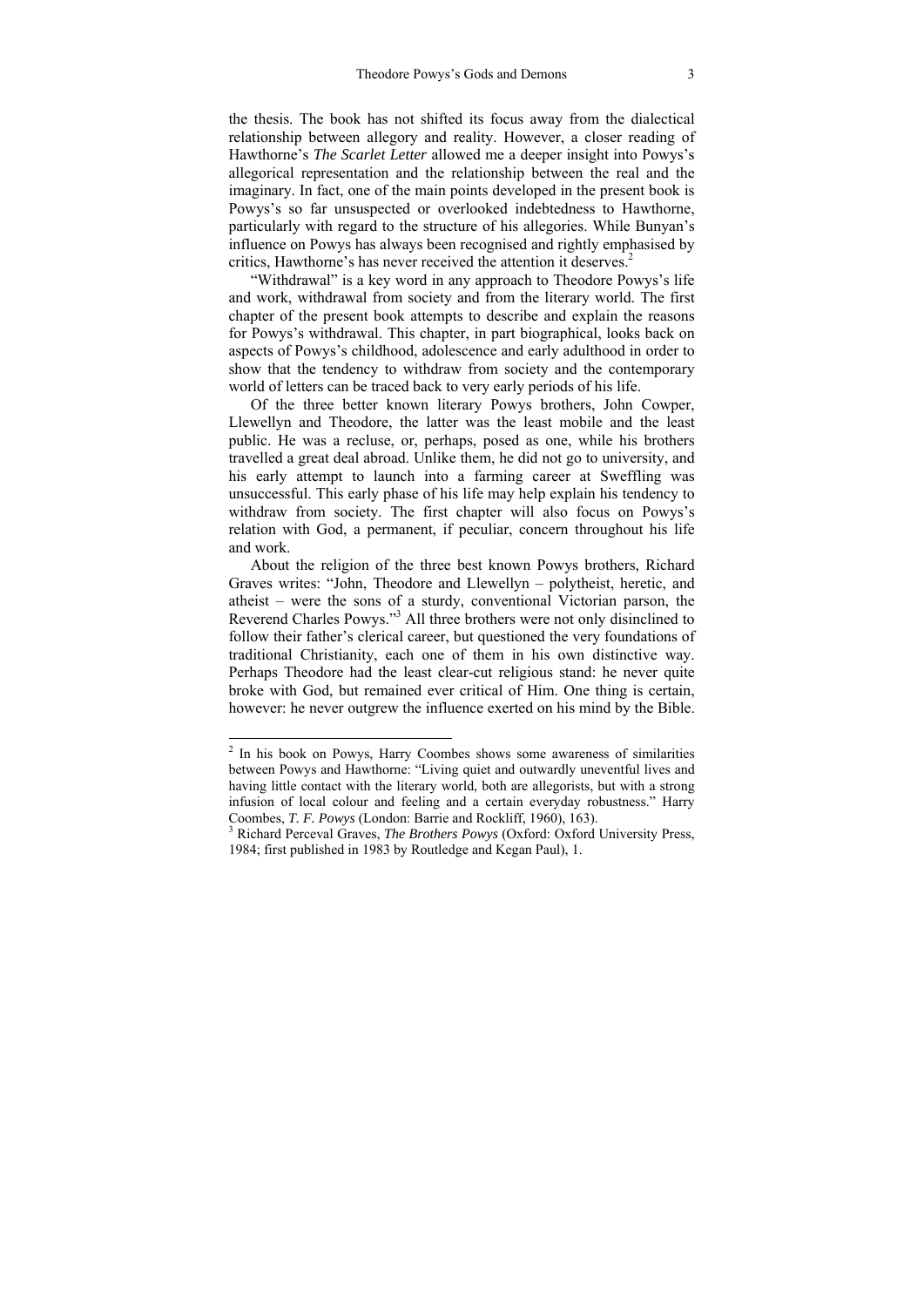the thesis. The book has not shifted its focus away from the dialectical relationship between allegory and reality. However, a closer reading of Hawthorne's *The Scarlet Letter* allowed me a deeper insight into Powys's allegorical representation and the relationship between the real and the imaginary. In fact, one of the main points developed in the present book is Powys's so far unsuspected or overlooked indebtedness to Hawthorne, particularly with regard to the structure of his allegories. While Bunyan's influence on Powys has always been recognised and rightly emphasised by critics, Hawthorne's has never received the attention it deserves.[2]

"Withdrawal" is a key word in any approach to Theodore Powys's life and work, withdrawal from society and from the literary world. The first chapter of the present book attempts to describe and explain the reasons for Powys's withdrawal. This chapter, in part biographical, looks back on aspects of Powys's childhood, adolescence and early adulthood in order to show that the tendency to withdraw from society and the contemporary world of letters can be traced back to very early periods of his life.

Of the three better known literary Powys brothers, John Cowper, Llewellyn and Theodore, the latter was the least mobile and the least public. He was a recluse, or, perhaps, posed as one, while his brothers travelled a great deal abroad. Unlike them, he did not go to university, and his early attempt to launch into a farming career at Sweffling was unsuccessful. This early phase of his life may help explain his tendency to withdraw from society. The first chapter will also focus on Powys's relation with God, a permanent, if peculiar, concern throughout his life and work.

About the religion of the three best known Powys brothers, Richard Graves writes: "John, Theodore and Llewellyn – polytheist, heretic, and atheist – were the sons of a sturdy, conventional Victorian parson, the Reverend Charles Powys."[3] All three brothers were not only disinclined to follow their father's clerical career, but questioned the very foundations of traditional Christianity, each one of them in his own distinctive way. Perhaps Theodore had the least clear-cut religious stand: he never quite broke with God, but remained ever critical of Him. One thing is certain, however: he never outgrew the influence exerted on his mind by the Bible.

---

[2] In his book on Powys, Harry Coombes shows some awareness of similarities between Powys and Hawthorne: "Living quiet and outwardly uneventful lives and having little contact with the literary world, both are allegorists, but with a strong infusion of local colour and feeling and a certain everyday robustness." Harry Coombes, *T. F. Powys* (London: Barrie and Rockliff, 1960), 163.

[3] Richard Perceval Graves, *The Brothers Powys* (Oxford: Oxford University Press, 1984; first published in 1983 by Routledge and Kegan Paul), 1.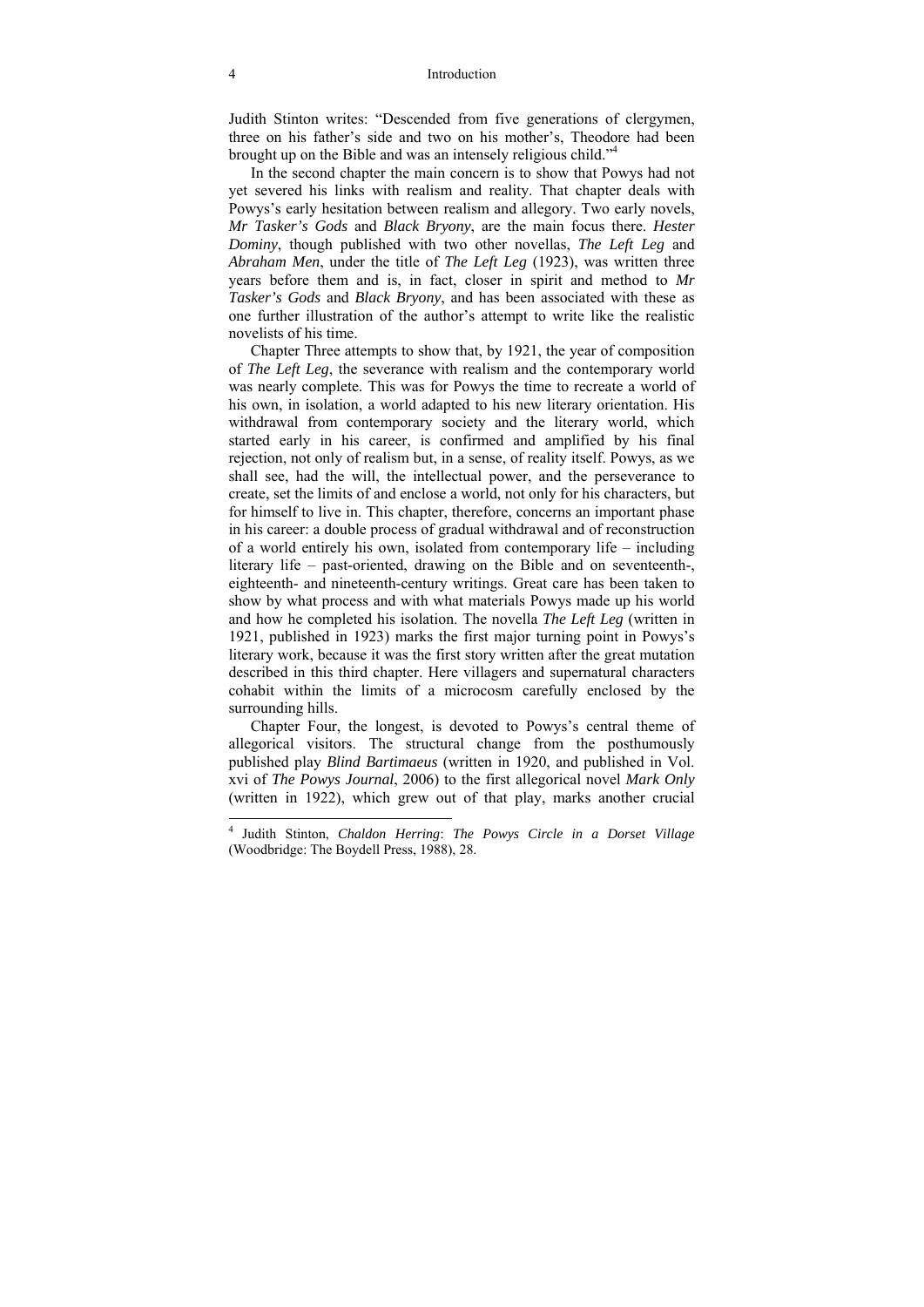Judith Stinton writes: "Descended from five generations of clergymen, three on his father's side and two on his mother's, Theodore had been brought up on the Bible and was an intensely religious child."[4]

In the second chapter the main concern is to show that Powys had not yet severed his links with realism and reality. That chapter deals with Powys's early hesitation between realism and allegory. Two early novels, *Mr Tasker's Gods* and *Black Bryony*, are the main focus there. *Hester Dominy*, though published with two other novellas, *The Left Leg* and *Abraham Men*, under the title of *The Left Leg* (1923), was written three years before them and is, in fact, closer in spirit and method to *Mr Tasker's Gods* and *Black Bryony*, and has been associated with these as one further illustration of the author's attempt to write like the realistic novelists of his time.

Chapter Three attempts to show that, by 1921, the year of composition of *The Left Leg*, the severance with realism and the contemporary world was nearly complete. This was for Powys the time to recreate a world of his own, in isolation, a world adapted to his new literary orientation. His withdrawal from contemporary society and the literary world, which started early in his career, is confirmed and amplified by his final rejection, not only of realism but, in a sense, of reality itself. Powys, as we shall see, had the will, the intellectual power, and the perseverance to create, set the limits of and enclose a world, not only for his characters, but for himself to live in. This chapter, therefore, concerns an important phase in his career: a double process of gradual withdrawal and of reconstruction of a world entirely his own, isolated from contemporary life – including literary life – past-oriented, drawing on the Bible and on seventeenth-, eighteenth- and nineteenth-century writings. Great care has been taken to show by what process and with what materials Powys made up his world and how he completed his isolation. The novella *The Left Leg* (written in 1921, published in 1923) marks the first major turning point in Powys's literary work, because it was the first story written after the great mutation described in this third chapter. Here villagers and supernatural characters cohabit within the limits of a microcosm carefully enclosed by the surrounding hills.

Chapter Four, the longest, is devoted to Powys's central theme of allegorical visitors. The structural change from the posthumously published play *Blind Bartimaeus* (written in 1920, and published in Vol. xvi of *The Powys Journal*, 2006) to the first allegorical novel *Mark Only* (written in 1922), which grew out of that play, marks another crucial

---

[4] Judith Stinton, *Chaldon Herring*: *The Powys Circle in a Dorset Village* (Woodbridge: The Boydell Press, 1988), 28.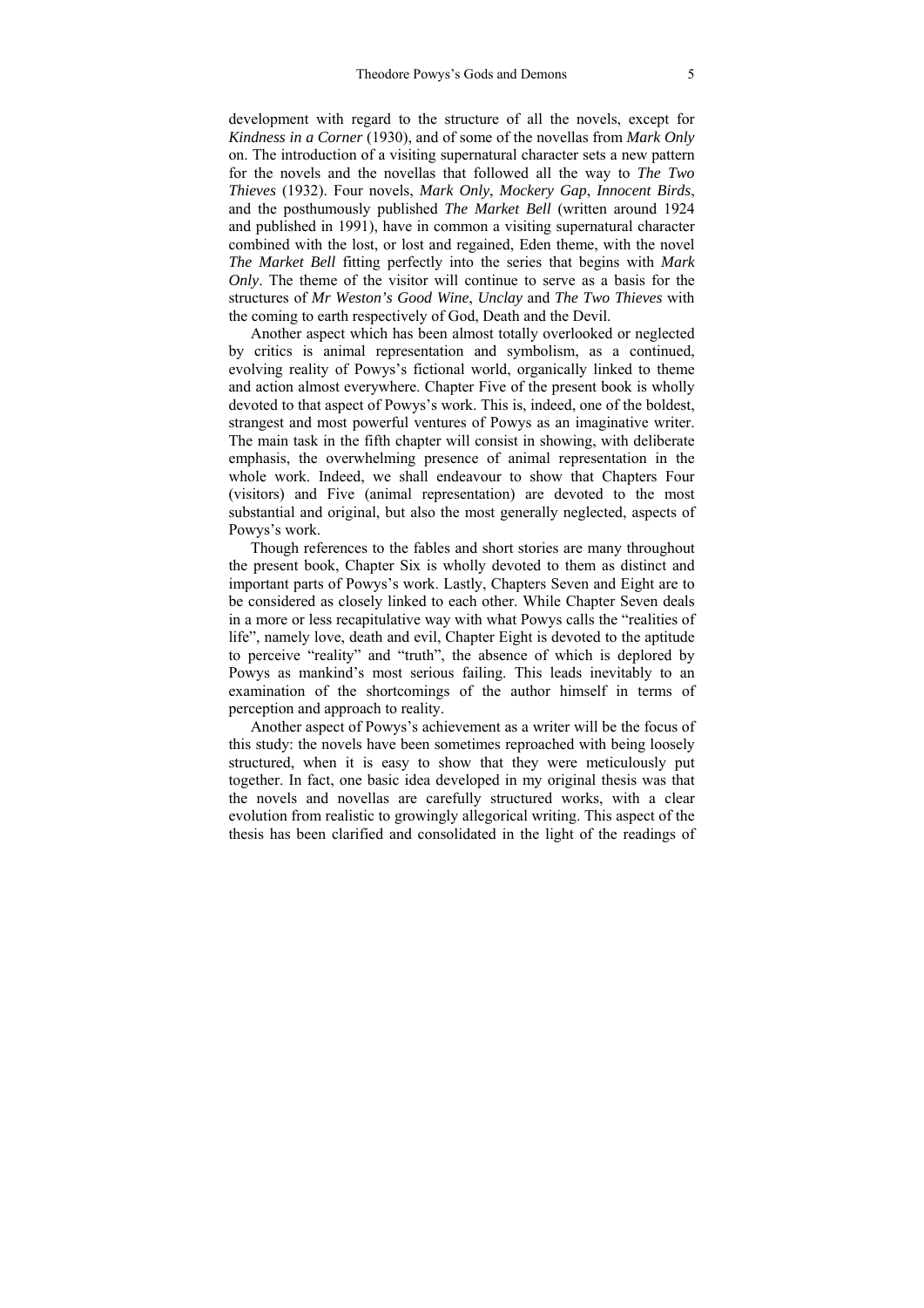development with regard to the structure of all the novels, except for *Kindness in a Corner* (1930), and of some of the novellas from *Mark Only* on. The introduction of a visiting supernatural character sets a new pattern for the novels and the novellas that followed all the way to *The Two Thieves* (1932). Four novels, *Mark Only*, *Mockery Gap*, *Innocent Birds*, and the posthumously published *The Market Bell* (written around 1924 and published in 1991), have in common a visiting supernatural character combined with the lost, or lost and regained, Eden theme, with the novel *The Market Bell* fitting perfectly into the series that begins with *Mark Only*. The theme of the visitor will continue to serve as a basis for the structures of *Mr Weston's Good Wine*, *Unclay* and *The Two Thieves* with the coming to earth respectively of God, Death and the Devil.

Another aspect which has been almost totally overlooked or neglected by critics is animal representation and symbolism, as a continued, evolving reality of Powys's fictional world, organically linked to theme and action almost everywhere. Chapter Five of the present book is wholly devoted to that aspect of Powys's work. This is, indeed, one of the boldest, strangest and most powerful ventures of Powys as an imaginative writer. The main task in the fifth chapter will consist in showing, with deliberate emphasis, the overwhelming presence of animal representation in the whole work. Indeed, we shall endeavour to show that Chapters Four (visitors) and Five (animal representation) are devoted to the most substantial and original, but also the most generally neglected, aspects of Powys's work.

Though references to the fables and short stories are many throughout the present book, Chapter Six is wholly devoted to them as distinct and important parts of Powys's work. Lastly, Chapters Seven and Eight are to be considered as closely linked to each other. While Chapter Seven deals in a more or less recapitulative way with what Powys calls the "realities of life", namely love, death and evil, Chapter Eight is devoted to the aptitude to perceive "reality" and "truth", the absence of which is deplored by Powys as mankind's most serious failing. This leads inevitably to an examination of the shortcomings of the author himself in terms of perception and approach to reality.

Another aspect of Powys's achievement as a writer will be the focus of this study: the novels have been sometimes reproached with being loosely structured, when it is easy to show that they were meticulously put together. In fact, one basic idea developed in my original thesis was that the novels and novellas are carefully structured works, with a clear evolution from realistic to growingly allegorical writing. This aspect of the thesis has been clarified and consolidated in the light of the readings of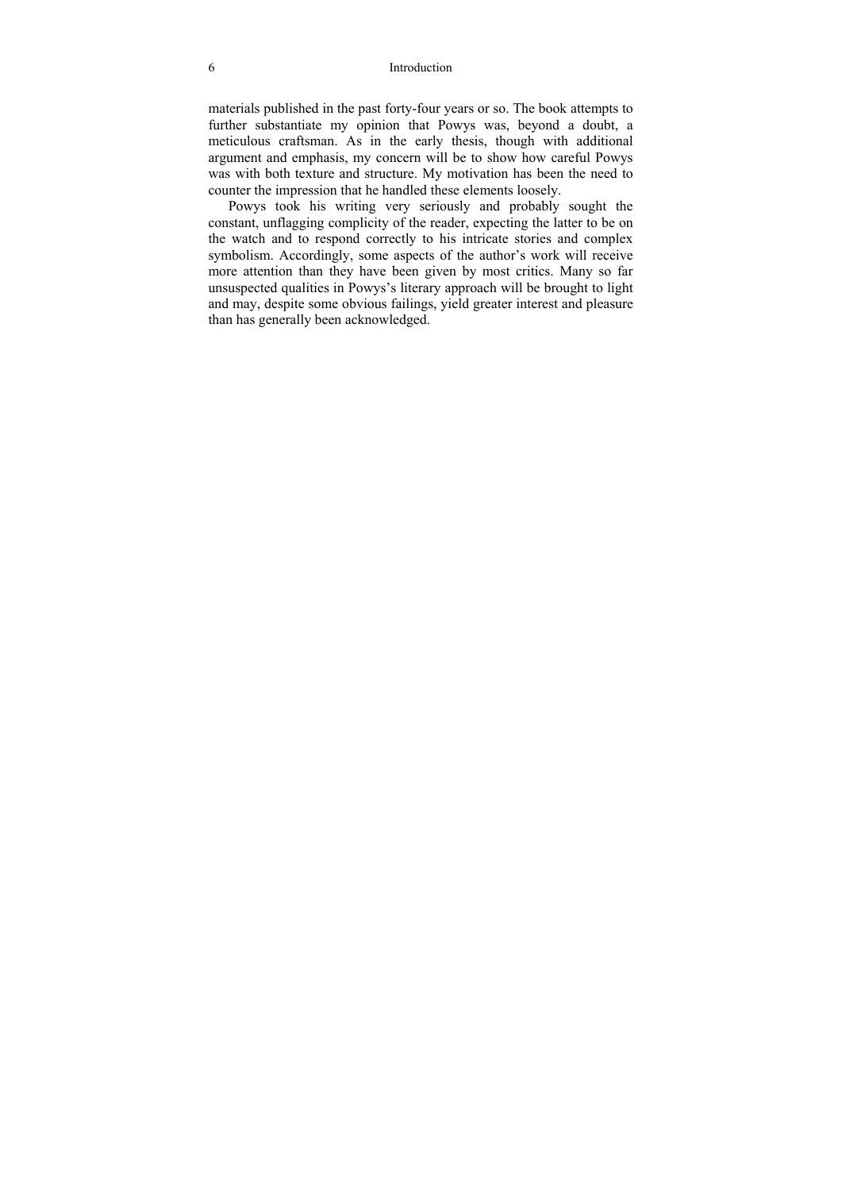materials published in the past forty-four years or so. The book attempts to further substantiate my opinion that Powys was, beyond a doubt, a meticulous craftsman. As in the early thesis, though with additional argument and emphasis, my concern will be to show how careful Powys was with both texture and structure. My motivation has been the need to counter the impression that he handled these elements loosely.

Powys took his writing very seriously and probably sought the constant, unflagging complicity of the reader, expecting the latter to be on the watch and to respond correctly to his intricate stories and complex symbolism. Accordingly, some aspects of the author's work will receive more attention than they have been given by most critics. Many so far unsuspected qualities in Powys's literary approach will be brought to light and may, despite some obvious failings, yield greater interest and pleasure than has generally been acknowledged.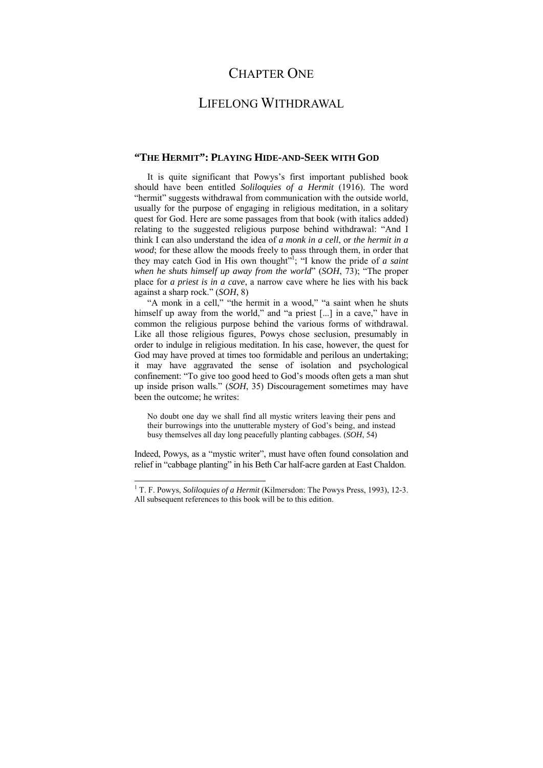# CHAPTER ONE

# LIFELONG WITHDRAWAL

## "THE HERMIT": PLAYING HIDE-AND-SEEK WITH GOD

It is quite significant that Powys's first important published book should have been entitled *Soliloquies of a Hermit* (1916). The word "hermit" suggests withdrawal from communication with the outside world, usually for the purpose of engaging in religious meditation, in a solitary quest for God. Here are some passages from that book (with italics added) relating to the suggested religious purpose behind withdrawal: "And I think I can also understand the idea of *a monk in a cell*, or *the hermit in a wood*; for these allow the moods freely to pass through them, in order that they may catch God in His own thought"[1]; "I know the pride of *a saint when he shuts himself up away from the world*" (*SOH*, 73); "The proper place for *a priest is in a cave*, a narrow cave where he lies with his back against a sharp rock." (*SOH*, 8)

"A monk in a cell," "the hermit in a wood," "a saint when he shuts himself up away from the world," and "a priest [...] in a cave," have in common the religious purpose behind the various forms of withdrawal. Like all those religious figures, Powys chose seclusion, presumably in order to indulge in religious meditation. In his case, however, the quest for God may have proved at times too formidable and perilous an undertaking; it may have aggravated the sense of isolation and psychological confinement: "To give too good heed to God's moods often gets a man shut up inside prison walls." (*SOH*, 35) Discouragement sometimes may have been the outcome; he writes:

> No doubt one day we shall find all mystic writers leaving their pens and their burrowings into the unutterable mystery of God's being, and instead busy themselves all day long peacefully planting cabbages. (*SOH*, 54)

Indeed, Powys, as a "mystic writer", must have often found consolation and relief in "cabbage planting" in his Beth Car half-acre garden at East Chaldon.

---

[1] T. F. Powys, *Soliloquies of a Hermit* (Kilmersdon: The Powys Press, 1993), 12-3. All subsequent references to this book will be to this edition.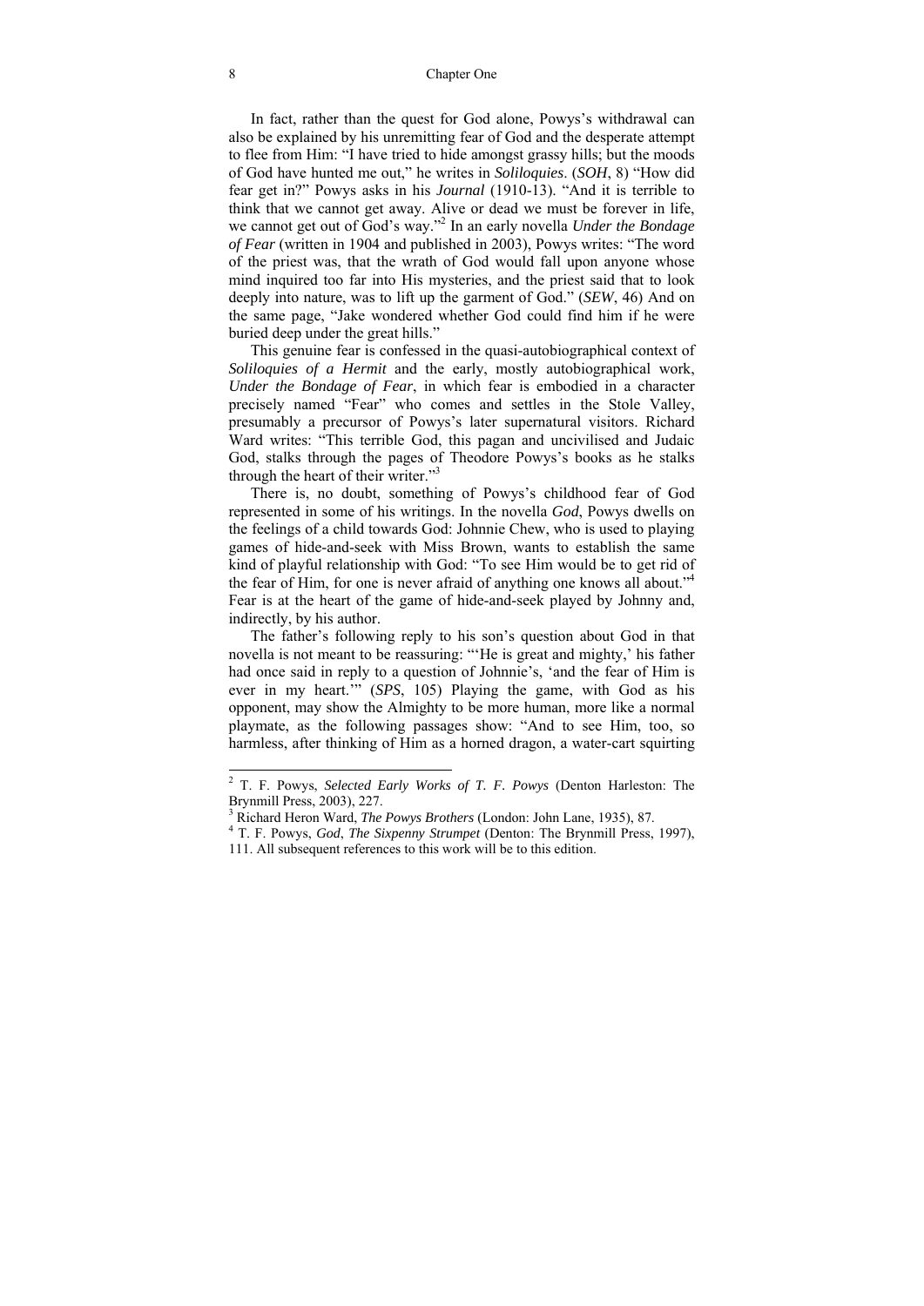In fact, rather than the quest for God alone, Powys's withdrawal can also be explained by his unremitting fear of God and the desperate attempt to flee from Him: "I have tried to hide amongst grassy hills; but the moods of God have hunted me out," he writes in *Soliloquies*. (*SOH*, 8) "How did fear get in?" Powys asks in his *Journal* (1910-13). "And it is terrible to think that we cannot get away. Alive or dead we must be forever in life, we cannot get out of God's way."[2] In an early novella *Under the Bondage of Fear* (written in 1904 and published in 2003), Powys writes: "The word of the priest was, that the wrath of God would fall upon anyone whose mind inquired too far into His mysteries, and the priest said that to look deeply into nature, was to lift up the garment of God." (*SEW*, 46) And on the same page, "Jake wondered whether God could find him if he were buried deep under the great hills."

This genuine fear is confessed in the quasi-autobiographical context of *Soliloquies of a Hermit* and the early, mostly autobiographical work, *Under the Bondage of Fear*, in which fear is embodied in a character precisely named "Fear" who comes and settles in the Stole Valley, presumably a precursor of Powys's later supernatural visitors. Richard Ward writes: "This terrible God, this pagan and uncivilised and Judaic God, stalks through the pages of Theodore Powys's books as he stalks through the heart of their writer."[3]

There is, no doubt, something of Powys's childhood fear of God represented in some of his writings. In the novella *God*, Powys dwells on the feelings of a child towards God: Johnnie Chew, who is used to playing games of hide-and-seek with Miss Brown, wants to establish the same kind of playful relationship with God: "To see Him would be to get rid of the fear of Him, for one is never afraid of anything one knows all about."[4] Fear is at the heart of the game of hide-and-seek played by Johnny and, indirectly, by his author.

The father's following reply to his son's question about God in that novella is not meant to be reassuring: "'He is great and mighty,' his father had once said in reply to a question of Johnnie's, 'and the fear of Him is ever in my heart.'" (*SPS*, 105) Playing the game, with God as his opponent, may show the Almighty to be more human, more like a normal playmate, as the following passages show: "And to see Him, too, so harmless, after thinking of Him as a horned dragon, a water-cart squirting

---

[2] T. F. Powys, *Selected Early Works of T. F. Powys* (Denton Harleston: The Brynmill Press, 2003), 227.

[3] Richard Heron Ward, *The Powys Brothers* (London: John Lane, 1935), 87.

[4] T. F. Powys, *God*, *The Sixpenny Strumpet* (Denton: The Brynmill Press, 1997), 111. All subsequent references to this work will be to this edition.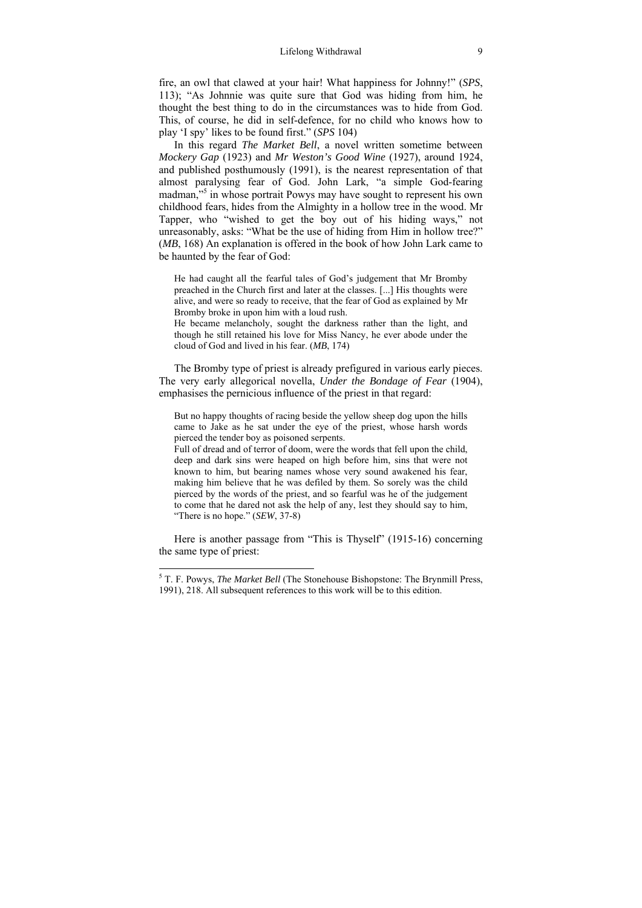fire, an owl that clawed at your hair! What happiness for Johnny!" (*SPS*, 113); "As Johnnie was quite sure that God was hiding from him, he thought the best thing to do in the circumstances was to hide from God. This, of course, he did in self-defence, for no child who knows how to play 'I spy' likes to be found first." (*SPS* 104)

In this regard *The Market Bell*, a novel written sometime between *Mockery Gap* (1923) and *Mr Weston's Good Wine* (1927), around 1924, and published posthumously (1991), is the nearest representation of that almost paralysing fear of God. John Lark, "a simple God-fearing madman,"[5] in whose portrait Powys may have sought to represent his own childhood fears, hides from the Almighty in a hollow tree in the wood. Mr Tapper, who "wished to get the boy out of his hiding ways," not unreasonably, asks: "What be the use of hiding from Him in hollow tree?" (*MB*, 168) An explanation is offered in the book of how John Lark came to be haunted by the fear of God:

> He had caught all the fearful tales of God's judgement that Mr Bromby preached in the Church first and later at the classes. [...] His thoughts were alive, and were so ready to receive, that the fear of God as explained by Mr Bromby broke in upon him with a loud rush.
>
> He became melancholy, sought the darkness rather than the light, and though he still retained his love for Miss Nancy, he ever abode under the cloud of God and lived in his fear. (*MB*, 174)

The Bromby type of priest is already prefigured in various early pieces. The very early allegorical novella, *Under the Bondage of Fear* (1904), emphasises the pernicious influence of the priest in that regard:

> But no happy thoughts of racing beside the yellow sheep dog upon the hills came to Jake as he sat under the eye of the priest, whose harsh words pierced the tender boy as poisoned serpents.
>
> Full of dread and of terror of doom, were the words that fell upon the child, deep and dark sins were heaped on high before him, sins that were not known to him, but bearing names whose very sound awakened his fear, making him believe that he was defiled by them. So sorely was the child pierced by the words of the priest, and so fearful was he of the judgement to come that he dared not ask the help of any, lest they should say to him, "There is no hope." (*SEW*, 37-8)

Here is another passage from "This is Thyself" (1915-16) concerning the same type of priest:

---

[5] T. F. Powys, *The Market Bell* (The Stonehouse Bishopstone: The Brynmill Press, 1991), 218. All subsequent references to this work will be to this edition.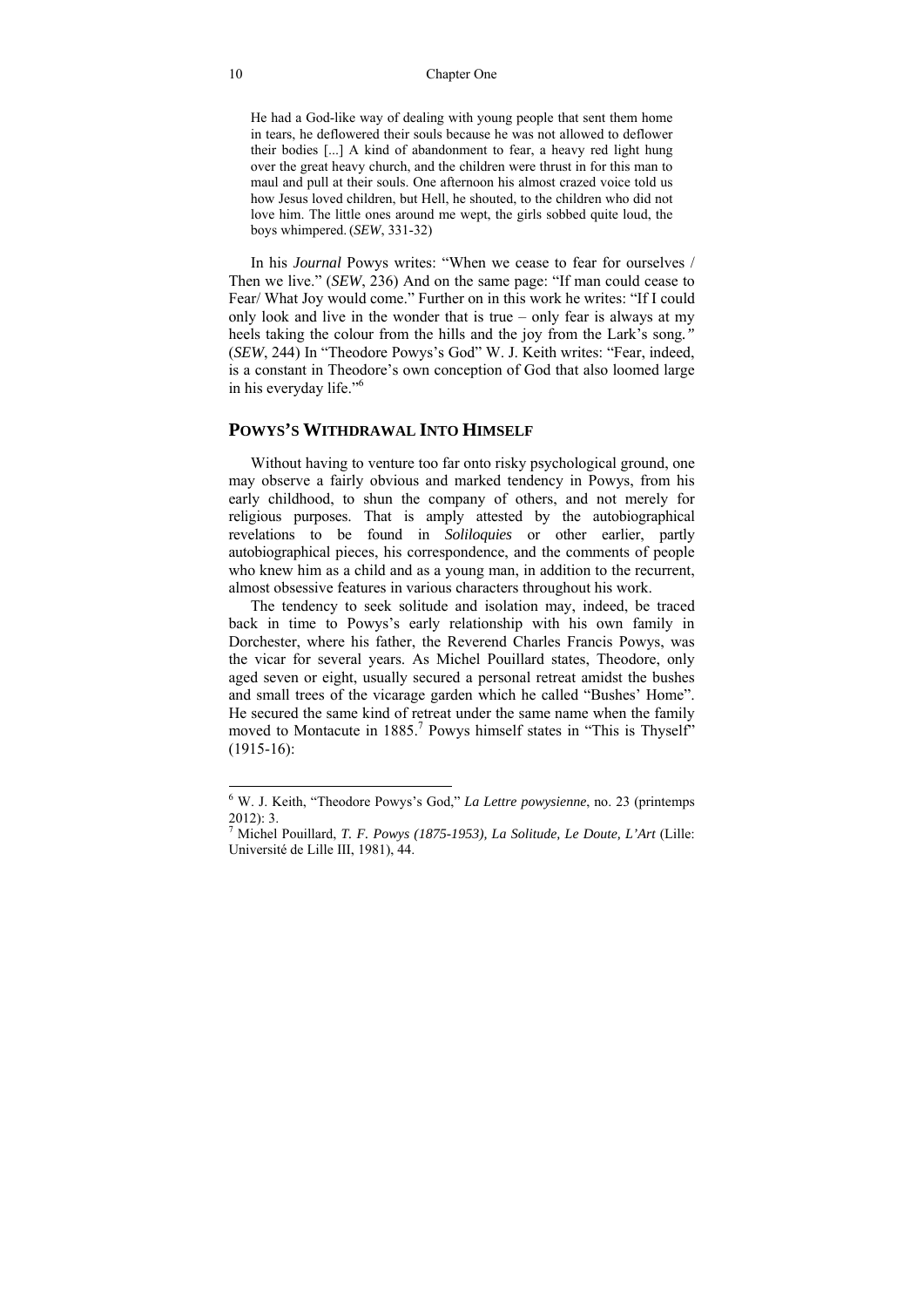> He had a God-like way of dealing with young people that sent them home in tears, he deflowered their souls because he was not allowed to deflower their bodies [...] A kind of abandonment to fear, a heavy red light hung over the great heavy church, and the children were thrust in for this man to maul and pull at their souls. One afternoon his almost crazed voice told us how Jesus loved children, but Hell, he shouted, to the children who did not love him. The little ones around me wept, the girls sobbed quite loud, the boys whimpered. (*SEW*, 331-32)

In his *Journal* Powys writes: "When we cease to fear for ourselves / Then we live." (*SEW*, 236) And on the same page: "If man could cease to Fear/ What Joy would come." Further on in this work he writes: "If I could only look and live in the wonder that is true – only fear is always at my heels taking the colour from the hills and the joy from the Lark's song." (*SEW*, 244) In "Theodore Powys's God" W. J. Keith writes: "Fear, indeed, is a constant in Theodore's own conception of God that also loomed large in his everyday life."[6]

## POWYS'S WITHDRAWAL INTO HIMSELF

Without having to venture too far onto risky psychological ground, one may observe a fairly obvious and marked tendency in Powys, from his early childhood, to shun the company of others, and not merely for religious purposes. That is amply attested by the autobiographical revelations to be found in *Soliloquies* or other earlier, partly autobiographical pieces, his correspondence, and the comments of people who knew him as a child and as a young man, in addition to the recurrent, almost obsessive features in various characters throughout his work.

The tendency to seek solitude and isolation may, indeed, be traced back in time to Powys's early relationship with his own family in Dorchester, where his father, the Reverend Charles Francis Powys, was the vicar for several years. As Michel Pouillard states, Theodore, only aged seven or eight, usually secured a personal retreat amidst the bushes and small trees of the vicarage garden which he called "Bushes' Home". He secured the same kind of retreat under the same name when the family moved to Montacute in 1885.[7] Powys himself states in "This is Thyself" (1915-16):

---

[6] W. J. Keith, "Theodore Powys's God," *La Lettre powysienne*, no. 23 (printemps 2012): 3.

[7] Michel Pouillard, *T. F. Powys (1875-1953), La Solitude, Le Doute, L'Art* (Lille: Université de Lille III, 1981), 44.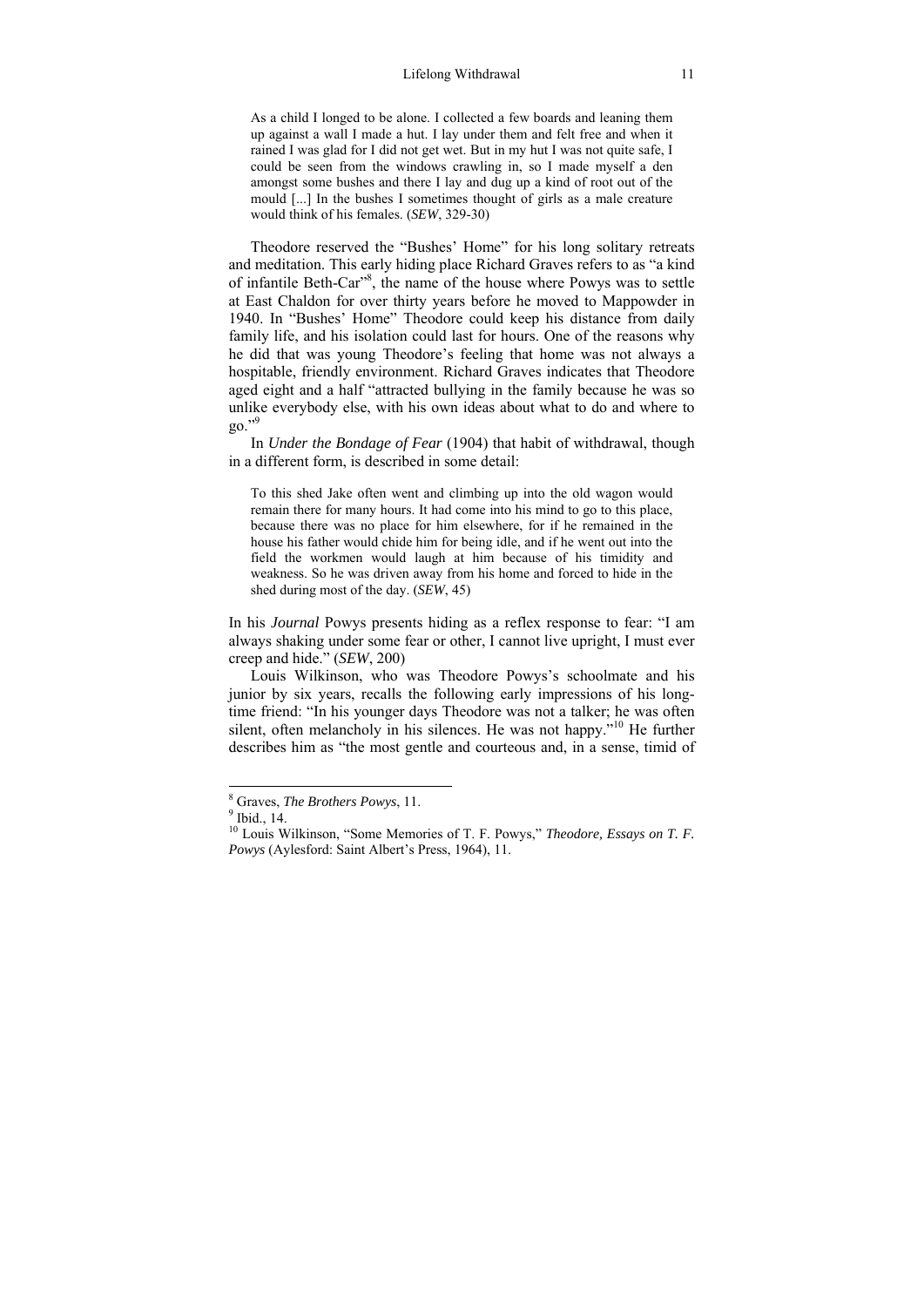> As a child I longed to be alone. I collected a few boards and leaning them up against a wall I made a hut. I lay under them and felt free and when it rained I was glad for I did not get wet. But in my hut I was not quite safe, I could be seen from the windows crawling in, so I made myself a den amongst some bushes and there I lay and dug up a kind of root out of the mould [...] In the bushes I sometimes thought of girls as a male creature would think of his females. (*SEW*, 329-30)

Theodore reserved the "Bushes' Home" for his long solitary retreats and meditation. This early hiding place Richard Graves refers to as "a kind of infantile Beth-Car"[8], the name of the house where Powys was to settle at East Chaldon for over thirty years before he moved to Mappowder in 1940. In "Bushes' Home" Theodore could keep his distance from daily family life, and his isolation could last for hours. One of the reasons why he did that was young Theodore's feeling that home was not always a hospitable, friendly environment. Richard Graves indicates that Theodore aged eight and a half "attracted bullying in the family because he was so unlike everybody else, with his own ideas about what to do and where to go."[9]

In *Under the Bondage of Fear* (1904) that habit of withdrawal, though in a different form, is described in some detail:

> To this shed Jake often went and climbing up into the old wagon would remain there for many hours. It had come into his mind to go to this place, because there was no place for him elsewhere, for if he remained in the house his father would chide him for being idle, and if he went out into the field the workmen would laugh at him because of his timidity and weakness. So he was driven away from his home and forced to hide in the shed during most of the day. (*SEW*, 45)

In his *Journal* Powys presents hiding as a reflex response to fear: "I am always shaking under some fear or other, I cannot live upright, I must ever creep and hide." (*SEW*, 200)

Louis Wilkinson, who was Theodore Powys's schoolmate and his junior by six years, recalls the following early impressions of his long-time friend: "In his younger days Theodore was not a talker; he was often silent, often melancholy in his silences. He was not happy."[10] He further describes him as "the most gentle and courteous and, in a sense, timid of

---

[8] Graves, *The Brothers Powys*, 11.

[9] Ibid., 14.

[10] Louis Wilkinson, "Some Memories of T. F. Powys," *Theodore, Essays on T. F. Powys* (Aylesford: Saint Albert's Press, 1964), 11.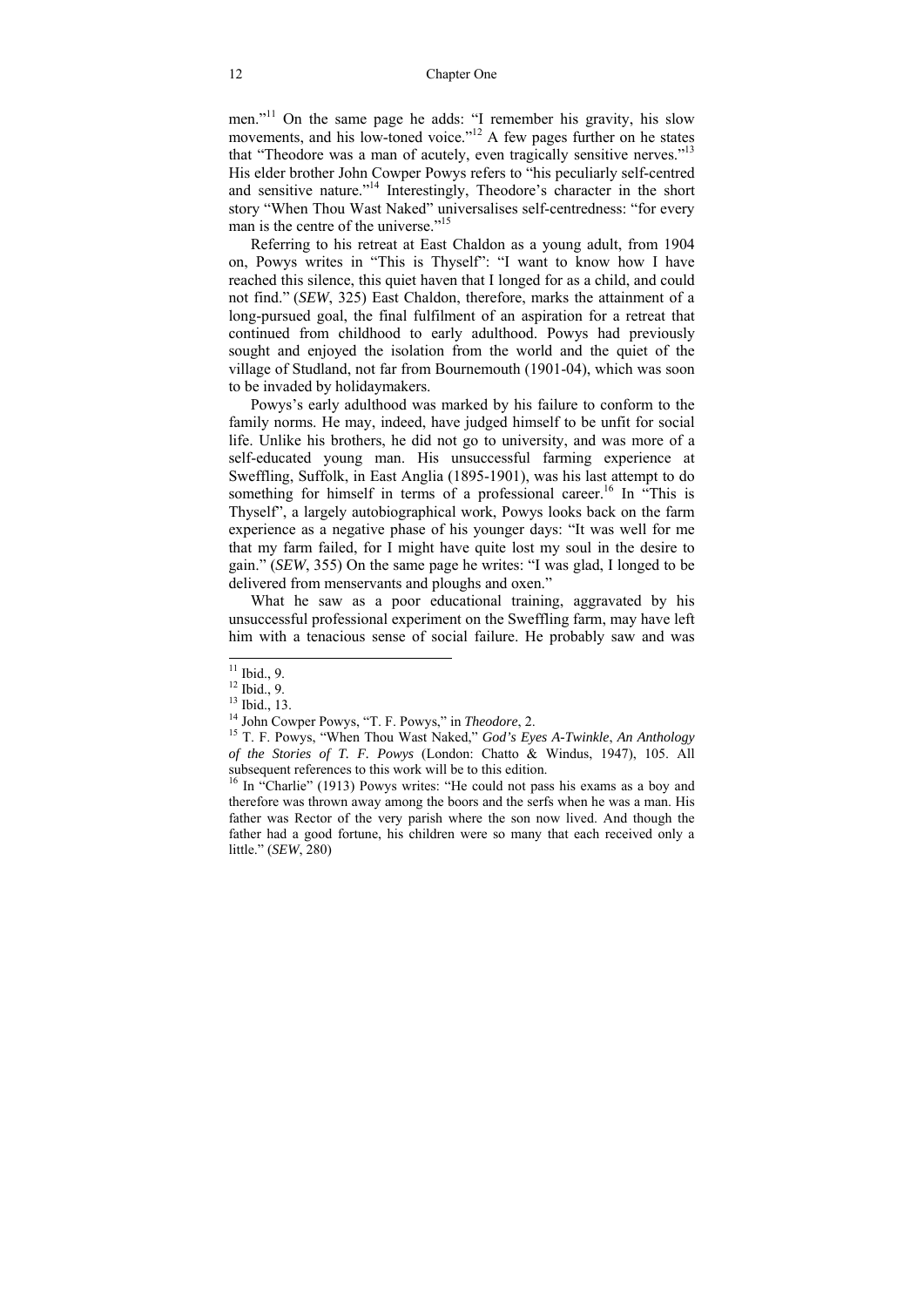men."[11] On the same page he adds: "I remember his gravity, his slow movements, and his low-toned voice."[12] A few pages further on he states that "Theodore was a man of acutely, even tragically sensitive nerves."[13] His elder brother John Cowper Powys refers to "his peculiarly self-centred and sensitive nature."[14] Interestingly, Theodore's character in the short story "When Thou Wast Naked" universalises self-centredness: "for every man is the centre of the universe."[15]

Referring to his retreat at East Chaldon as a young adult, from 1904 on, Powys writes in "This is Thyself": "I want to know how I have reached this silence, this quiet haven that I longed for as a child, and could not find." (*SEW*, 325) East Chaldon, therefore, marks the attainment of a long-pursued goal, the final fulfilment of an aspiration for a retreat that continued from childhood to early adulthood. Powys had previously sought and enjoyed the isolation from the world and the quiet of the village of Studland, not far from Bournemouth (1901-04), which was soon to be invaded by holidaymakers.

Powys's early adulthood was marked by his failure to conform to the family norms. He may, indeed, have judged himself to be unfit for social life. Unlike his brothers, he did not go to university, and was more of a self-educated young man. His unsuccessful farming experience at Sweffling, Suffolk, in East Anglia (1895-1901), was his last attempt to do something for himself in terms of a professional career.[16] In "This is Thyself", a largely autobiographical work, Powys looks back on the farm experience as a negative phase of his younger days: "It was well for me that my farm failed, for I might have quite lost my soul in the desire to gain." (*SEW*, 355) On the same page he writes: "I was glad, I longed to be delivered from menservants and ploughs and oxen."

What he saw as a poor educational training, aggravated by his unsuccessful professional experiment on the Sweffling farm, may have left him with a tenacious sense of social failure. He probably saw and was

---

[11] Ibid., 9.

[12] Ibid., 9.

[13] Ibid., 13.

[14] John Cowper Powys, "T. F. Powys," in *Theodore*, 2.

[15] T. F. Powys, "When Thou Wast Naked," *God's Eyes A-Twinkle*, *An Anthology of the Stories of T. F. Powys* (London: Chatto & Windus, 1947), 105. All subsequent references to this work will be to this edition.

[16] In "Charlie" (1913) Powys writes: "He could not pass his exams as a boy and therefore was thrown away among the boors and the serfs when he was a man. His father was Rector of the very parish where the son now lived. And though the father had a good fortune, his children were so many that each received only a little." (*SEW*, 280)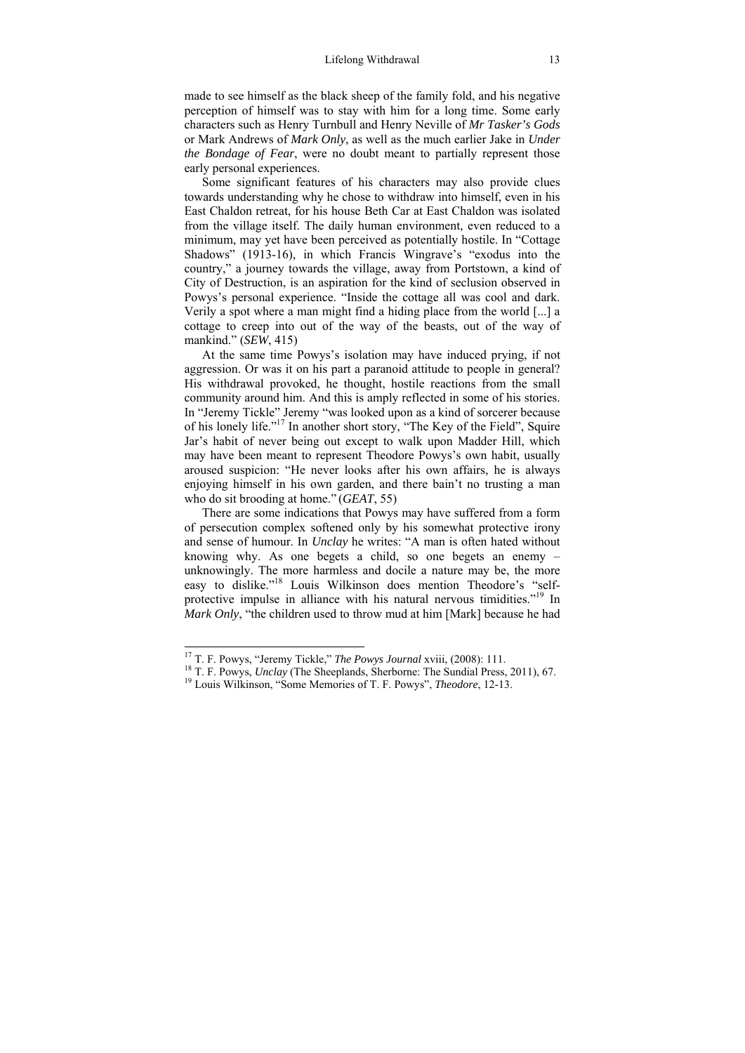made to see himself as the black sheep of the family fold, and his negative perception of himself was to stay with him for a long time. Some early characters such as Henry Turnbull and Henry Neville of *Mr Tasker's Gods* or Mark Andrews of *Mark Only*, as well as the much earlier Jake in *Under the Bondage of Fear*, were no doubt meant to partially represent those early personal experiences.

Some significant features of his characters may also provide clues towards understanding why he chose to withdraw into himself, even in his East Chaldon retreat, for his house Beth Car at East Chaldon was isolated from the village itself. The daily human environment, even reduced to a minimum, may yet have been perceived as potentially hostile. In "Cottage Shadows" (1913-16), in which Francis Wingrave's "exodus into the country," a journey towards the village, away from Portstown, a kind of City of Destruction, is an aspiration for the kind of seclusion observed in Powys's personal experience. "Inside the cottage all was cool and dark. Verily a spot where a man might find a hiding place from the world [...] a cottage to creep into out of the way of the beasts, out of the way of mankind." (*SEW*, 415)

At the same time Powys's isolation may have induced prying, if not aggression. Or was it on his part a paranoid attitude to people in general? His withdrawal provoked, he thought, hostile reactions from the small community around him. And this is amply reflected in some of his stories. In "Jeremy Tickle" Jeremy "was looked upon as a kind of sorcerer because of his lonely life."[17] In another short story, "The Key of the Field", Squire Jar's habit of never being out except to walk upon Madder Hill, which may have been meant to represent Theodore Powys's own habit, usually aroused suspicion: "He never looks after his own affairs, he is always enjoying himself in his own garden, and there bain't no trusting a man who do sit brooding at home." (*GEAT*, 55)

There are some indications that Powys may have suffered from a form of persecution complex softened only by his somewhat protective irony and sense of humour. In *Unclay* he writes: "A man is often hated without knowing why. As one begets a child, so one begets an enemy – unknowingly. The more harmless and docile a nature may be, the more easy to dislike."[18] Louis Wilkinson does mention Theodore's "self-protective impulse in alliance with his natural nervous timidities."[19] In *Mark Only*, "the children used to throw mud at him [Mark] because he had

---

[17] T. F. Powys, "Jeremy Tickle," *The Powys Journal* xviii, (2008): 111.

[18] T. F. Powys, *Unclay* (The Sheeplands, Sherborne: The Sundial Press, 2011), 67.

[19] Louis Wilkinson, "Some Memories of T. F. Powys", *Theodore*, 12-13.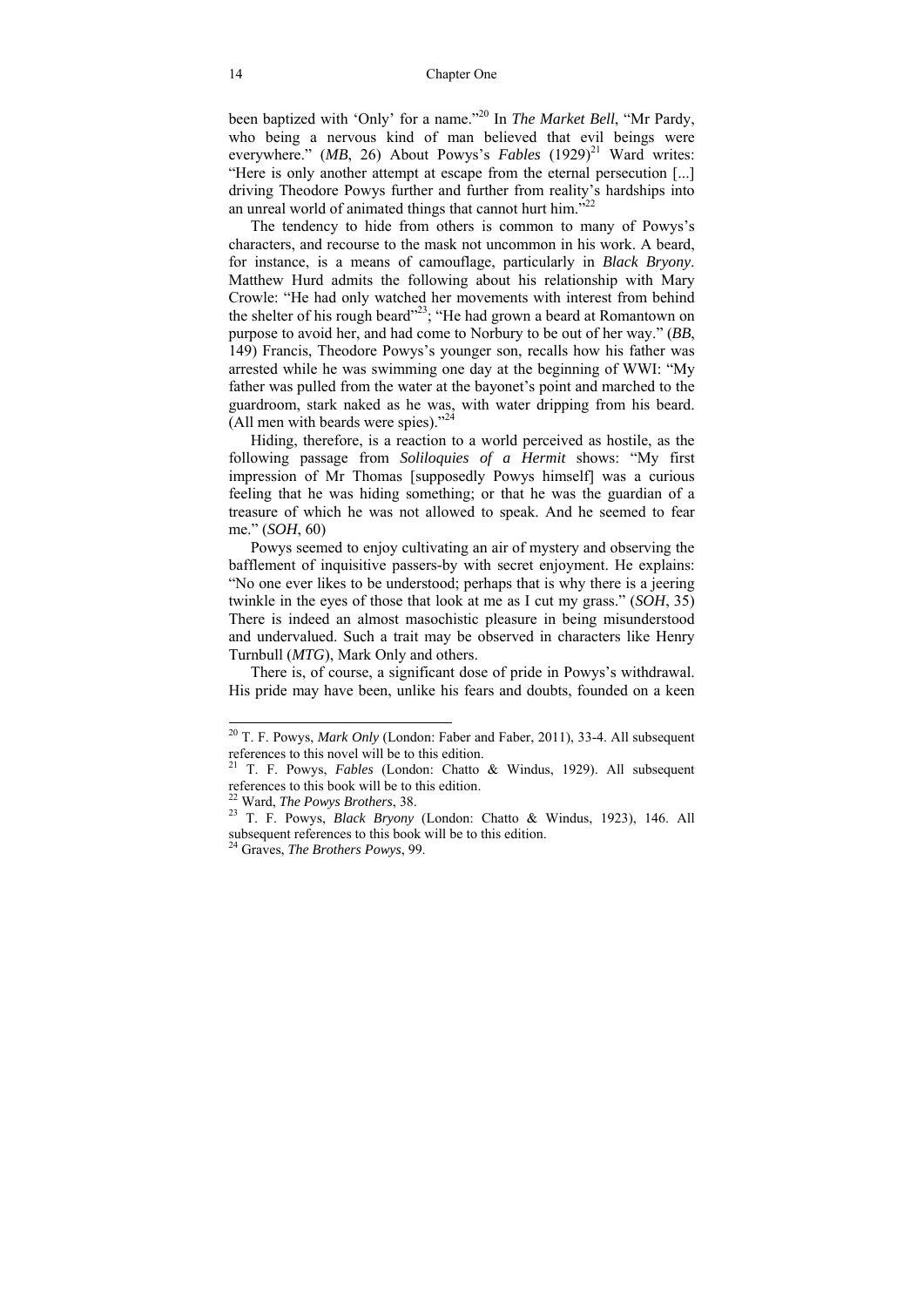been baptized with 'Only' for a name."[20] In *The Market Bell*, "Mr Pardy, who being a nervous kind of man believed that evil beings were everywhere." (*MB*, 26) About Powys's *Fables* (1929)[21] Ward writes: "Here is only another attempt at escape from the eternal persecution [...] driving Theodore Powys further and further from reality's hardships into an unreal world of animated things that cannot hurt him."[22]

The tendency to hide from others is common to many of Powys's characters, and recourse to the mask not uncommon in his work. A beard, for instance, is a means of camouflage, particularly in *Black Bryony*. Matthew Hurd admits the following about his relationship with Mary Crowle: "He had only watched her movements with interest from behind the shelter of his rough beard"[23]; "He had grown a beard at Romantown on purpose to avoid her, and had come to Norbury to be out of her way." (*BB*, 149) Francis, Theodore Powys's younger son, recalls how his father was arrested while he was swimming one day at the beginning of WWI: "My father was pulled from the water at the bayonet's point and marched to the guardroom, stark naked as he was, with water dripping from his beard. (All men with beards were spies)."[24]

Hiding, therefore, is a reaction to a world perceived as hostile, as the following passage from *Soliloquies of a Hermit* shows: "My first impression of Mr Thomas [supposedly Powys himself] was a curious feeling that he was hiding something; or that he was the guardian of a treasure of which he was not allowed to speak. And he seemed to fear me." (*SOH*, 60)

Powys seemed to enjoy cultivating an air of mystery and observing the bafflement of inquisitive passers-by with secret enjoyment. He explains: "No one ever likes to be understood; perhaps that is why there is a jeering twinkle in the eyes of those that look at me as I cut my grass." (*SOH*, 35) There is indeed an almost masochistic pleasure in being misunderstood and undervalued. Such a trait may be observed in characters like Henry Turnbull (*MTG*), Mark Only and others.

There is, of course, a significant dose of pride in Powys's withdrawal. His pride may have been, unlike his fears and doubts, founded on a keen

---

[20] T. F. Powys, *Mark Only* (London: Faber and Faber, 2011), 33-4. All subsequent references to this novel will be to this edition.

[21] T. F. Powys, *Fables* (London: Chatto & Windus, 1929). All subsequent references to this book will be to this edition.

[22] Ward, *The Powys Brothers*, 38.

[23] T. F. Powys, *Black Bryony* (London: Chatto & Windus, 1923), 146. All subsequent references to this book will be to this edition.

[24] Graves, *The Brothers Powys*, 99.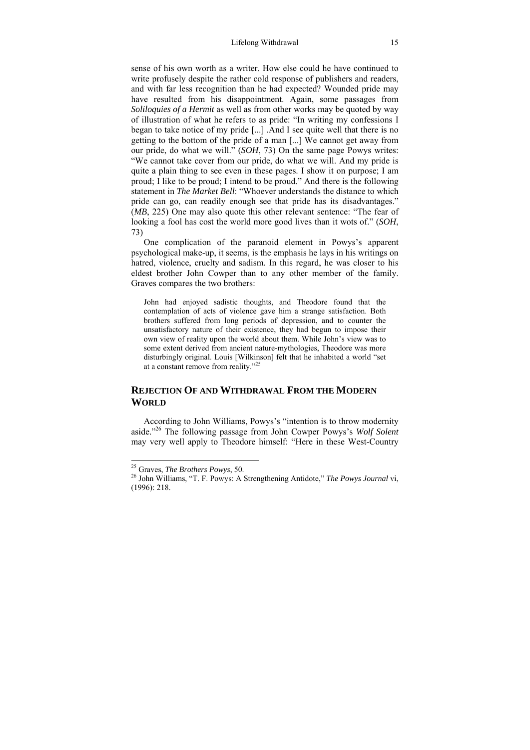sense of his own worth as a writer. How else could he have continued to write profusely despite the rather cold response of publishers and readers, and with far less recognition than he had expected? Wounded pride may have resulted from his disappointment. Again, some passages from *Soliloquies of a Hermit* as well as from other works may be quoted by way of illustration of what he refers to as pride: "In writing my confessions I began to take notice of my pride [...] .And I see quite well that there is no getting to the bottom of the pride of a man [...] We cannot get away from our pride, do what we will." (*SOH*, 73) On the same page Powys writes: "We cannot take cover from our pride, do what we will. And my pride is quite a plain thing to see even in these pages. I show it on purpose; I am proud; I like to be proud; I intend to be proud." And there is the following statement in *The Market Bell*: "Whoever understands the distance to which pride can go, can readily enough see that pride has its disadvantages." (*MB*, 225) One may also quote this other relevant sentence: "The fear of looking a fool has cost the world more good lives than it wots of." (*SOH*, 73)

One complication of the paranoid element in Powys's apparent psychological make-up, it seems, is the emphasis he lays in his writings on hatred, violence, cruelty and sadism. In this regard, he was closer to his eldest brother John Cowper than to any other member of the family. Graves compares the two brothers:

> John had enjoyed sadistic thoughts, and Theodore found that the contemplation of acts of violence gave him a strange satisfaction. Both brothers suffered from long periods of depression, and to counter the unsatisfactory nature of their existence, they had begun to impose their own view of reality upon the world about them. While John's view was to some extent derived from ancient nature-mythologies, Theodore was more disturbingly original. Louis [Wilkinson] felt that he inhabited a world "set at a constant remove from reality."[25]

## REJECTION OF AND WITHDRAWAL FROM THE MODERN WORLD

According to John Williams, Powys's "intention is to throw modernity aside."[26] The following passage from John Cowper Powys's *Wolf Solent* may very well apply to Theodore himself: "Here in these West-Country

---

[25] Graves, *The Brothers Powys*, 50.

[26] John Williams, "T. F. Powys: A Strengthening Antidote," *The Powys Journal* vi, (1996): 218.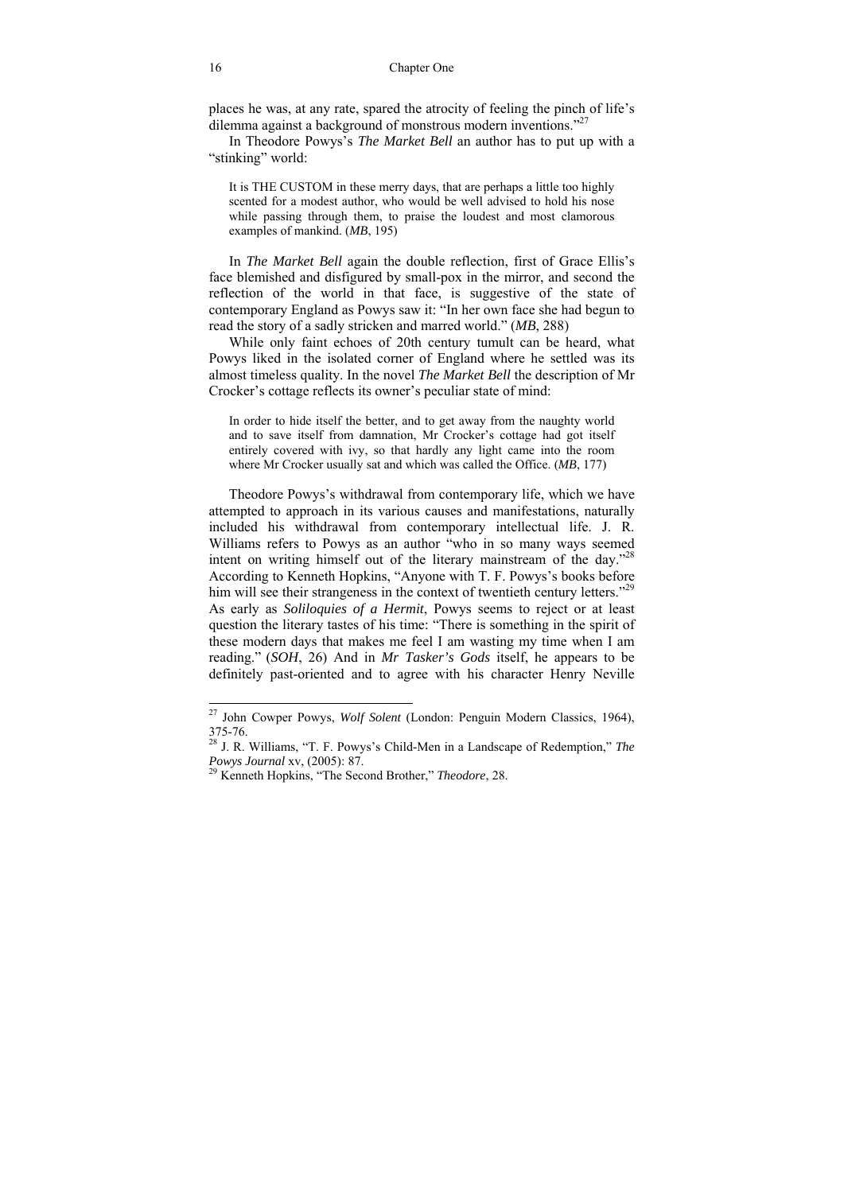places he was, at any rate, spared the atrocity of feeling the pinch of life's dilemma against a background of monstrous modern inventions."[27]

In Theodore Powys's *The Market Bell* an author has to put up with a "stinking" world:

> It is THE CUSTOM in these merry days, that are perhaps a little too highly scented for a modest author, who would be well advised to hold his nose while passing through them, to praise the loudest and most clamorous examples of mankind. (*MB*, 195)

In *The Market Bell* again the double reflection, first of Grace Ellis's face blemished and disfigured by small-pox in the mirror, and second the reflection of the world in that face, is suggestive of the state of contemporary England as Powys saw it: "In her own face she had begun to read the story of a sadly stricken and marred world." (*MB*, 288)

While only faint echoes of 20th century tumult can be heard, what Powys liked in the isolated corner of England where he settled was its almost timeless quality. In the novel *The Market Bell* the description of Mr Crocker's cottage reflects its owner's peculiar state of mind:

> In order to hide itself the better, and to get away from the naughty world and to save itself from damnation, Mr Crocker's cottage had got itself entirely covered with ivy, so that hardly any light came into the room where Mr Crocker usually sat and which was called the Office. (*MB*, 177)

Theodore Powys's withdrawal from contemporary life, which we have attempted to approach in its various causes and manifestations, naturally included his withdrawal from contemporary intellectual life. J. R. Williams refers to Powys as an author "who in so many ways seemed intent on writing himself out of the literary mainstream of the day."[28] According to Kenneth Hopkins, "Anyone with T. F. Powys's books before him will see their strangeness in the context of twentieth century letters."[29] As early as *Soliloquies of a Hermit*, Powys seems to reject or at least question the literary tastes of his time: "There is something in the spirit of these modern days that makes me feel I am wasting my time when I am reading." (*SOH*, 26) And in *Mr Tasker's Gods* itself, he appears to be definitely past-oriented and to agree with his character Henry Neville

---

[27] John Cowper Powys, *Wolf Solent* (London: Penguin Modern Classics, 1964), 375-76.

[28] J. R. Williams, "T. F. Powys's Child-Men in a Landscape of Redemption," *The Powys Journal* xv, (2005): 87.

[29] Kenneth Hopkins, "The Second Brother," *Theodore*, 28.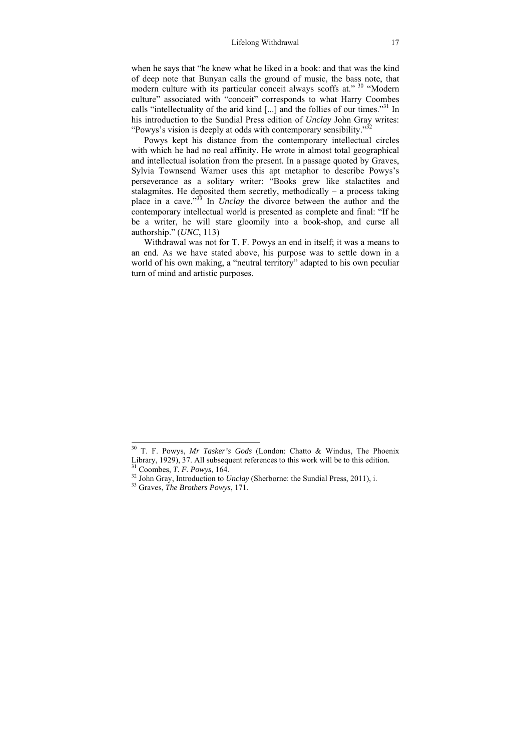when he says that "he knew what he liked in a book: and that was the kind of deep note that Bunyan calls the ground of music, the bass note, that modern culture with its particular conceit always scoffs at." [30] "Modern culture" associated with "conceit" corresponds to what Harry Coombes calls "intellectuality of the arid kind [...] and the follies of our times."[31] In his introduction to the Sundial Press edition of *Unclay* John Gray writes: "Powys's vision is deeply at odds with contemporary sensibility."[32]

Powys kept his distance from the contemporary intellectual circles with which he had no real affinity. He wrote in almost total geographical and intellectual isolation from the present. In a passage quoted by Graves, Sylvia Townsend Warner uses this apt metaphor to describe Powys's perseverance as a solitary writer: "Books grew like stalactites and stalagmites. He deposited them secretly, methodically – a process taking place in a cave."[33] In *Unclay* the divorce between the author and the contemporary intellectual world is presented as complete and final: "If he be a writer, he will stare gloomily into a book-shop, and curse all authorship." (*UNC*, 113)

Withdrawal was not for T. F. Powys an end in itself; it was a means to an end. As we have stated above, his purpose was to settle down in a world of his own making, a "neutral territory" adapted to his own peculiar turn of mind and artistic purposes.

---

[30] T. F. Powys, *Mr Tasker's Gods* (London: Chatto & Windus, The Phoenix Library, 1929), 37. All subsequent references to this work will be to this edition.

[31] Coombes, *T. F. Powys*, 164.

[32] John Gray, Introduction to *Unclay* (Sherborne: the Sundial Press, 2011), i.

[33] Graves, *The Brothers Powys*, 171.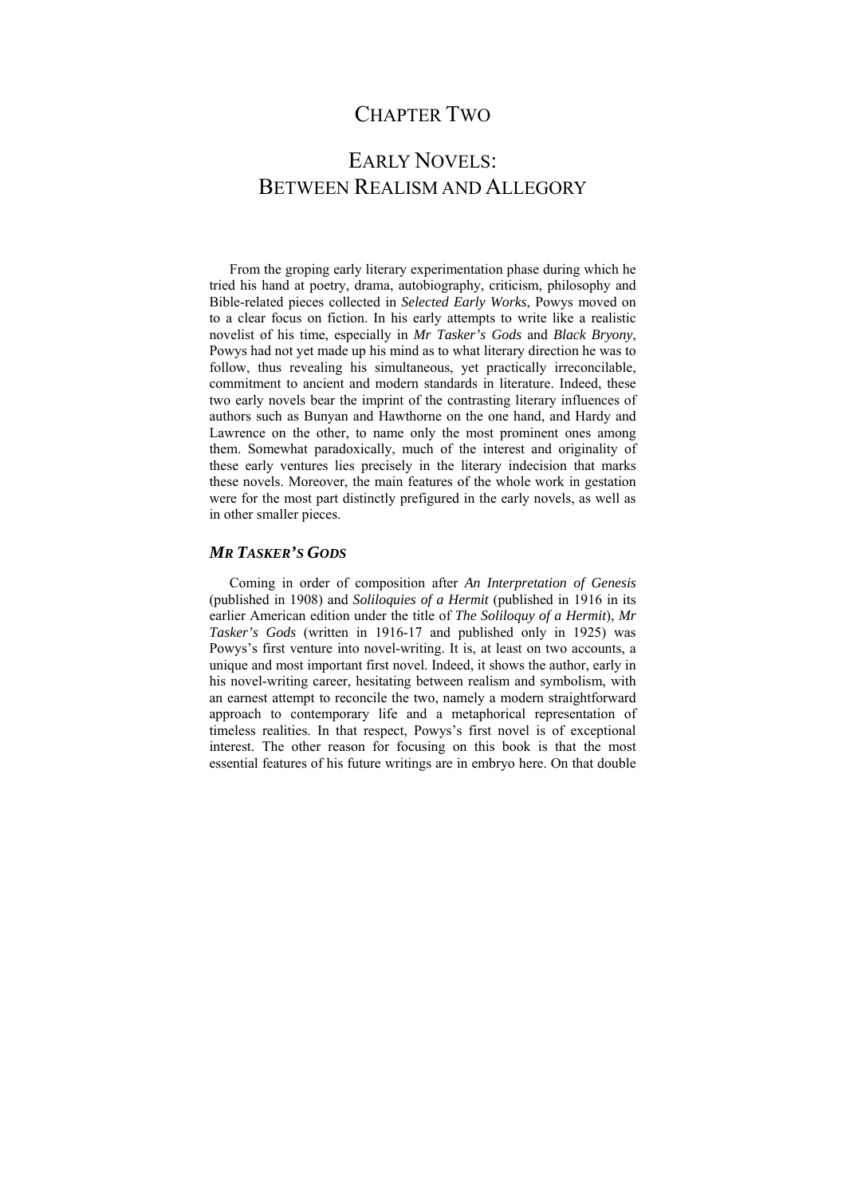# CHAPTER TWO

# EARLY NOVELS: BETWEEN REALISM AND ALLEGORY

From the groping early literary experimentation phase during which he tried his hand at poetry, drama, autobiography, criticism, philosophy and Bible-related pieces collected in *Selected Early Works*, Powys moved on to a clear focus on fiction. In his early attempts to write like a realistic novelist of his time, especially in *Mr Tasker's Gods* and *Black Bryony*, Powys had not yet made up his mind as to what literary direction he was to follow, thus revealing his simultaneous, yet practically irreconcilable, commitment to ancient and modern standards in literature. Indeed, these two early novels bear the imprint of the contrasting literary influences of authors such as Bunyan and Hawthorne on the one hand, and Hardy and Lawrence on the other, to name only the most prominent ones among them. Somewhat paradoxically, much of the interest and originality of these early ventures lies precisely in the literary indecision that marks these novels. Moreover, the main features of the whole work in gestation were for the most part distinctly prefigured in the early novels, as well as in other smaller pieces.

## *MR TASKER'S GODS*

Coming in order of composition after *An Interpretation of Genesis* (published in 1908) and *Soliloquies of a Hermit* (published in 1916 in its earlier American edition under the title of *The Soliloquy of a Hermit*), *Mr Tasker's Gods* (written in 1916-17 and published only in 1925) was Powys's first venture into novel-writing. It is, at least on two accounts, a unique and most important first novel. Indeed, it shows the author, early in his novel-writing career, hesitating between realism and symbolism, with an earnest attempt to reconcile the two, namely a modern straightforward approach to contemporary life and a metaphorical representation of timeless realities. In that respect, Powys's first novel is of exceptional interest. The other reason for focusing on this book is that the most essential features of his future writings are in embryo here. On that double